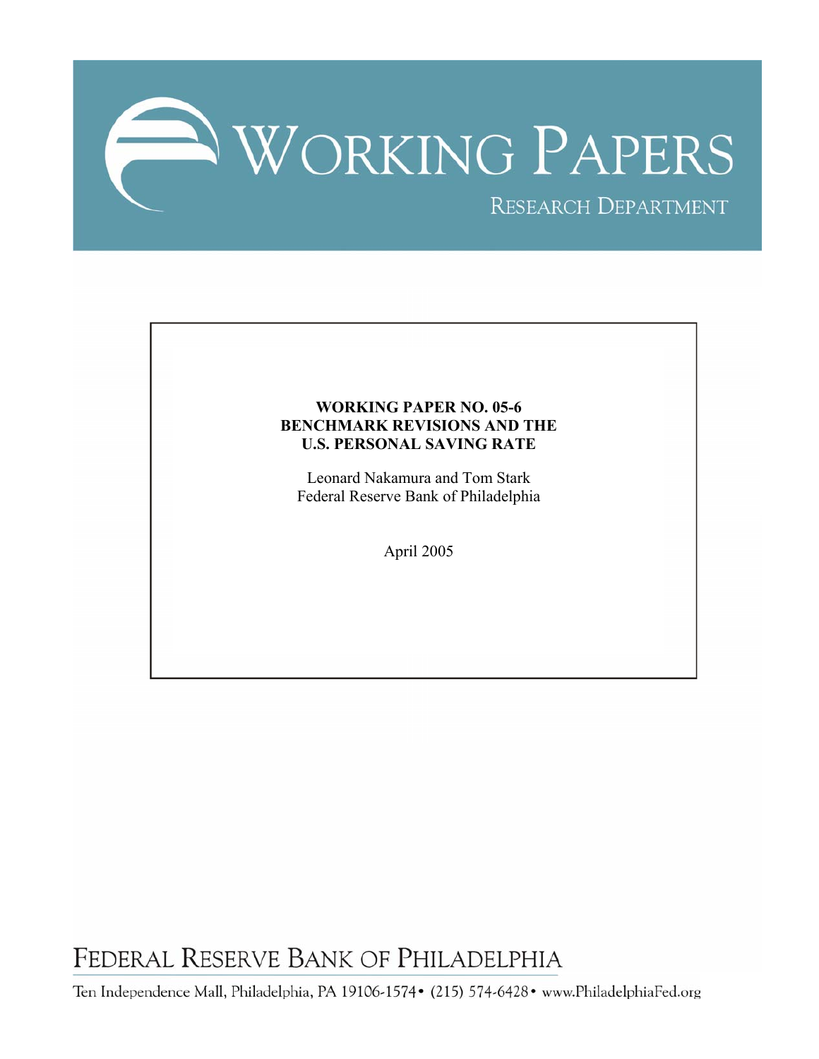# WORKING PAPERS

RESEARCH DEPARTMENT

**WORKING PAPER NO. 05-6**
**BENCHMARK REVISIONS AND THE U.S. PERSONAL SAVING RATE**

Leonard Nakamura and Tom Stark
Federal Reserve Bank of Philadelphia

April 2005

FEDERAL RESERVE BANK OF PHILADELPHIA

Ten Independence Mall, Philadelphia, PA 19106-1574 • (215) 574-6428 • www.PhiladelphiaFed.org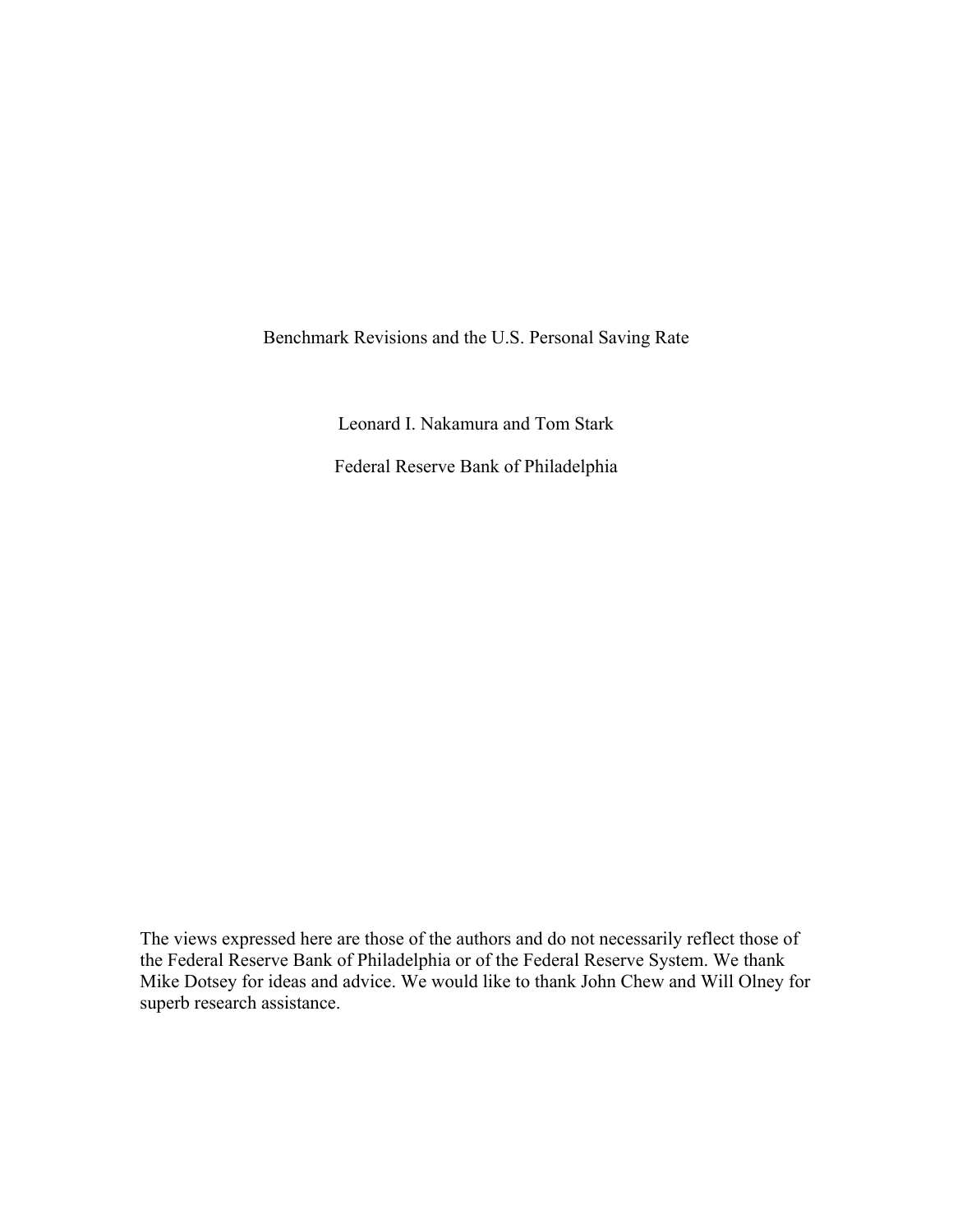# Benchmark Revisions and the U.S. Personal Saving Rate

Leonard I. Nakamura and Tom Stark

Federal Reserve Bank of Philadelphia

The views expressed here are those of the authors and do not necessarily reflect those of the Federal Reserve Bank of Philadelphia or of the Federal Reserve System. We thank Mike Dotsey for ideas and advice. We would like to thank John Chew and Will Olney for superb research assistance.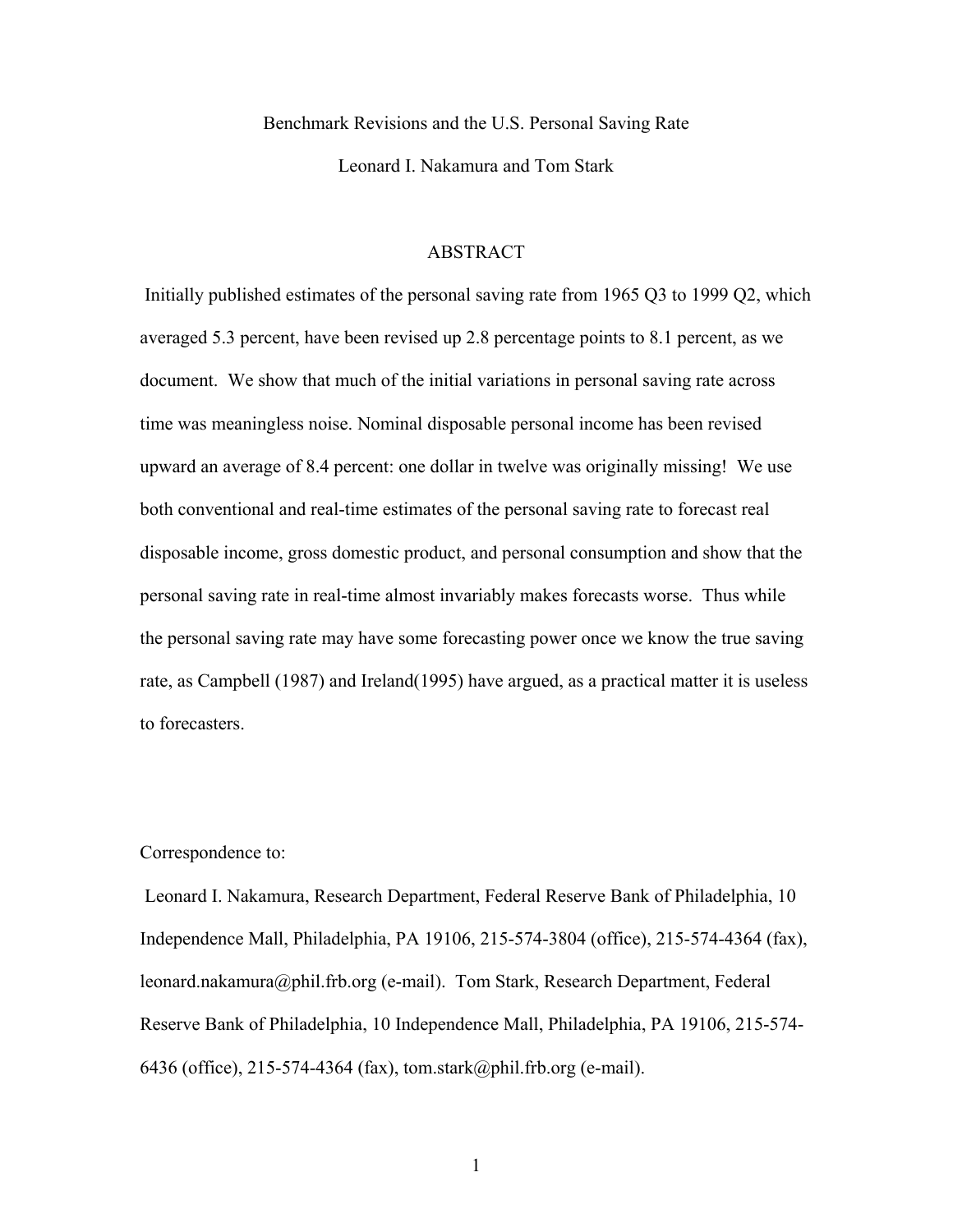Benchmark Revisions and the U.S. Personal Saving Rate

Leonard I. Nakamura and Tom Stark

## ABSTRACT

Initially published estimates of the personal saving rate from 1965 Q3 to 1999 Q2, which averaged 5.3 percent, have been revised up 2.8 percentage points to 8.1 percent, as we document. We show that much of the initial variations in personal saving rate across time was meaningless noise. Nominal disposable personal income has been revised upward an average of 8.4 percent: one dollar in twelve was originally missing! We use both conventional and real-time estimates of the personal saving rate to forecast real disposable income, gross domestic product, and personal consumption and show that the personal saving rate in real-time almost invariably makes forecasts worse. Thus while the personal saving rate may have some forecasting power once we know the true saving rate, as Campbell (1987) and Ireland(1995) have argued, as a practical matter it is useless to forecasters.

Correspondence to:

Leonard I. Nakamura, Research Department, Federal Reserve Bank of Philadelphia, 10 Independence Mall, Philadelphia, PA 19106, 215-574-3804 (office), 215-574-4364 (fax), leonard.nakamura@phil.frb.org (e-mail). Tom Stark, Research Department, Federal Reserve Bank of Philadelphia, 10 Independence Mall, Philadelphia, PA 19106, 215-574-6436 (office), 215-574-4364 (fax), tom.stark@phil.frb.org (e-mail).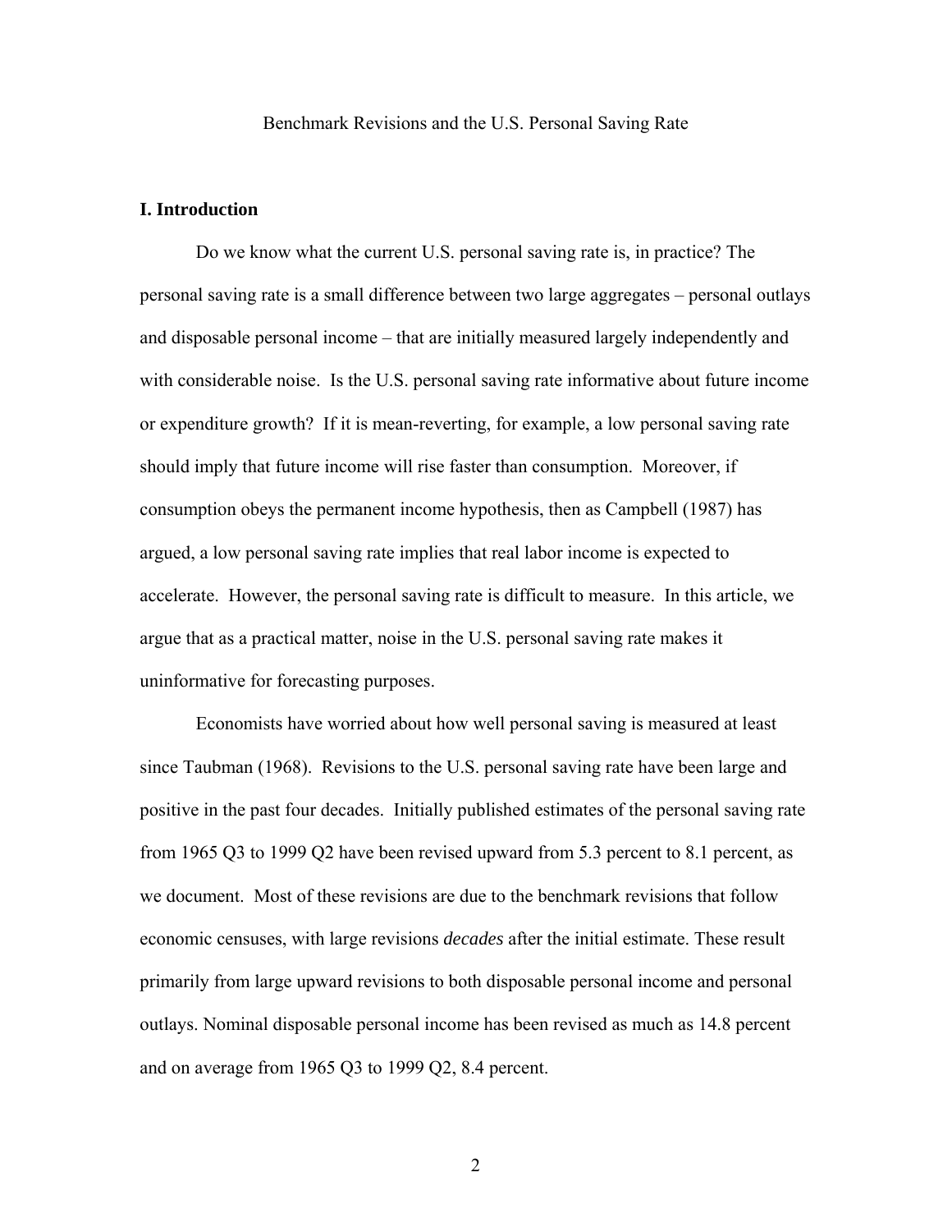Benchmark Revisions and the U.S. Personal Saving Rate

## I. Introduction

Do we know what the current U.S. personal saving rate is, in practice? The personal saving rate is a small difference between two large aggregates – personal outlays and disposable personal income – that are initially measured largely independently and with considerable noise. Is the U.S. personal saving rate informative about future income or expenditure growth? If it is mean-reverting, for example, a low personal saving rate should imply that future income will rise faster than consumption. Moreover, if consumption obeys the permanent income hypothesis, then as Campbell (1987) has argued, a low personal saving rate implies that real labor income is expected to accelerate. However, the personal saving rate is difficult to measure. In this article, we argue that as a practical matter, noise in the U.S. personal saving rate makes it uninformative for forecasting purposes.

Economists have worried about how well personal saving is measured at least since Taubman (1968). Revisions to the U.S. personal saving rate have been large and positive in the past four decades. Initially published estimates of the personal saving rate from 1965 Q3 to 1999 Q2 have been revised upward from 5.3 percent to 8.1 percent, as we document. Most of these revisions are due to the benchmark revisions that follow economic censuses, with large revisions *decades* after the initial estimate. These result primarily from large upward revisions to both disposable personal income and personal outlays. Nominal disposable personal income has been revised as much as 14.8 percent and on average from 1965 Q3 to 1999 Q2, 8.4 percent.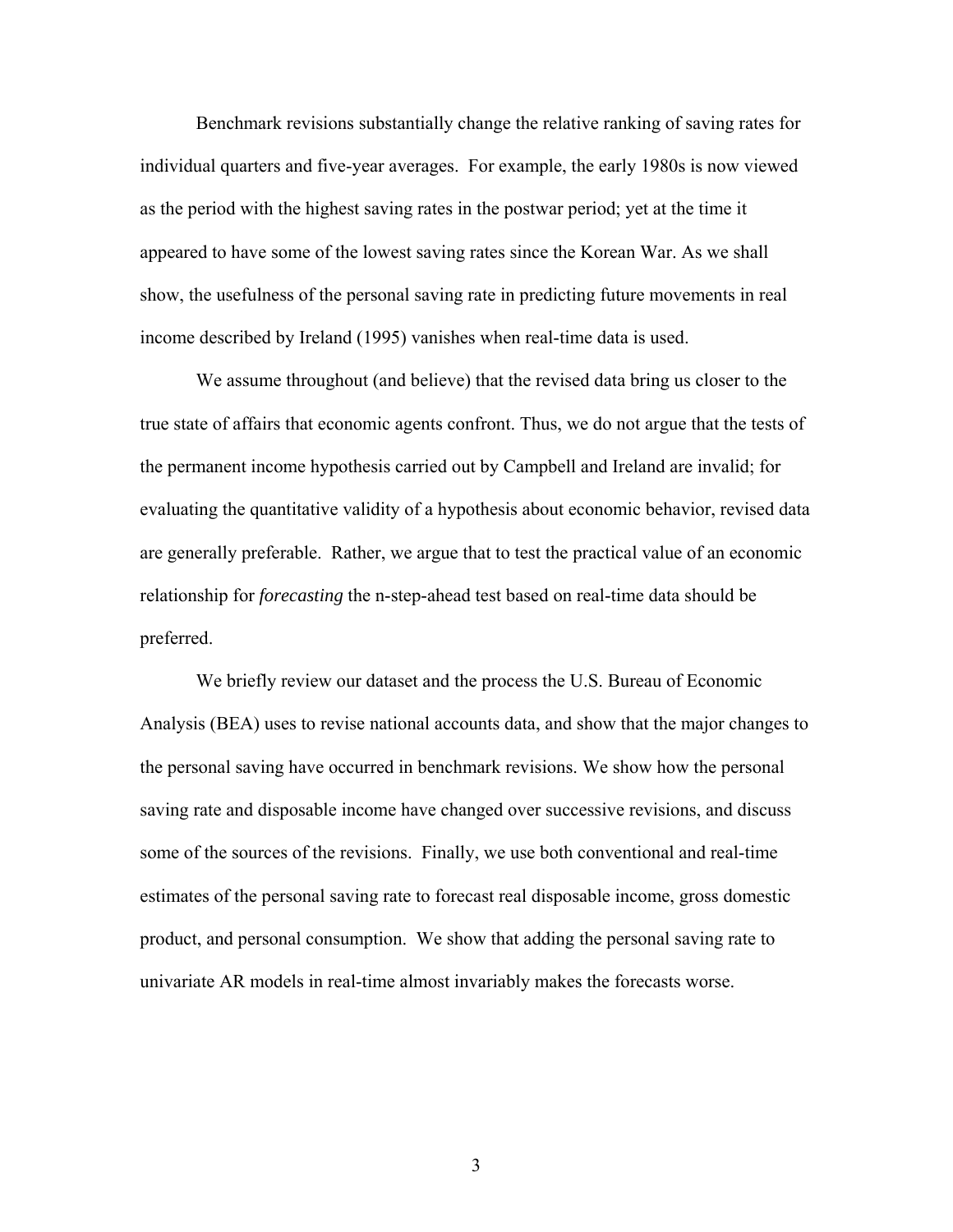Benchmark revisions substantially change the relative ranking of saving rates for individual quarters and five-year averages. For example, the early 1980s is now viewed as the period with the highest saving rates in the postwar period; yet at the time it appeared to have some of the lowest saving rates since the Korean War. As we shall show, the usefulness of the personal saving rate in predicting future movements in real income described by Ireland (1995) vanishes when real-time data is used.

We assume throughout (and believe) that the revised data bring us closer to the true state of affairs that economic agents confront. Thus, we do not argue that the tests of the permanent income hypothesis carried out by Campbell and Ireland are invalid; for evaluating the quantitative validity of a hypothesis about economic behavior, revised data are generally preferable. Rather, we argue that to test the practical value of an economic relationship for *forecasting* the n-step-ahead test based on real-time data should be preferred.

We briefly review our dataset and the process the U.S. Bureau of Economic Analysis (BEA) uses to revise national accounts data, and show that the major changes to the personal saving have occurred in benchmark revisions. We show how the personal saving rate and disposable income have changed over successive revisions, and discuss some of the sources of the revisions. Finally, we use both conventional and real-time estimates of the personal saving rate to forecast real disposable income, gross domestic product, and personal consumption. We show that adding the personal saving rate to univariate AR models in real-time almost invariably makes the forecasts worse.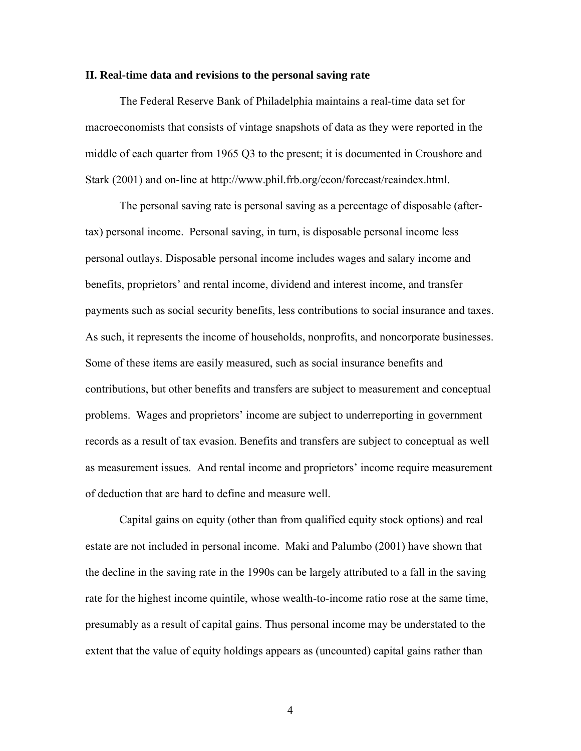## II. Real-time data and revisions to the personal saving rate

The Federal Reserve Bank of Philadelphia maintains a real-time data set for macroeconomists that consists of vintage snapshots of data as they were reported in the middle of each quarter from 1965 Q3 to the present; it is documented in Croushore and Stark (2001) and on-line at http://www.phil.frb.org/econ/forecast/reaindex.html.

The personal saving rate is personal saving as a percentage of disposable (after-tax) personal income. Personal saving, in turn, is disposable personal income less personal outlays. Disposable personal income includes wages and salary income and benefits, proprietors' and rental income, dividend and interest income, and transfer payments such as social security benefits, less contributions to social insurance and taxes. As such, it represents the income of households, nonprofits, and noncorporate businesses. Some of these items are easily measured, such as social insurance benefits and contributions, but other benefits and transfers are subject to measurement and conceptual problems. Wages and proprietors' income are subject to underreporting in government records as a result of tax evasion. Benefits and transfers are subject to conceptual as well as measurement issues. And rental income and proprietors' income require measurement of deduction that are hard to define and measure well.

Capital gains on equity (other than from qualified equity stock options) and real estate are not included in personal income. Maki and Palumbo (2001) have shown that the decline in the saving rate in the 1990s can be largely attributed to a fall in the saving rate for the highest income quintile, whose wealth-to-income ratio rose at the same time, presumably as a result of capital gains. Thus personal income may be understated to the extent that the value of equity holdings appears as (uncounted) capital gains rather than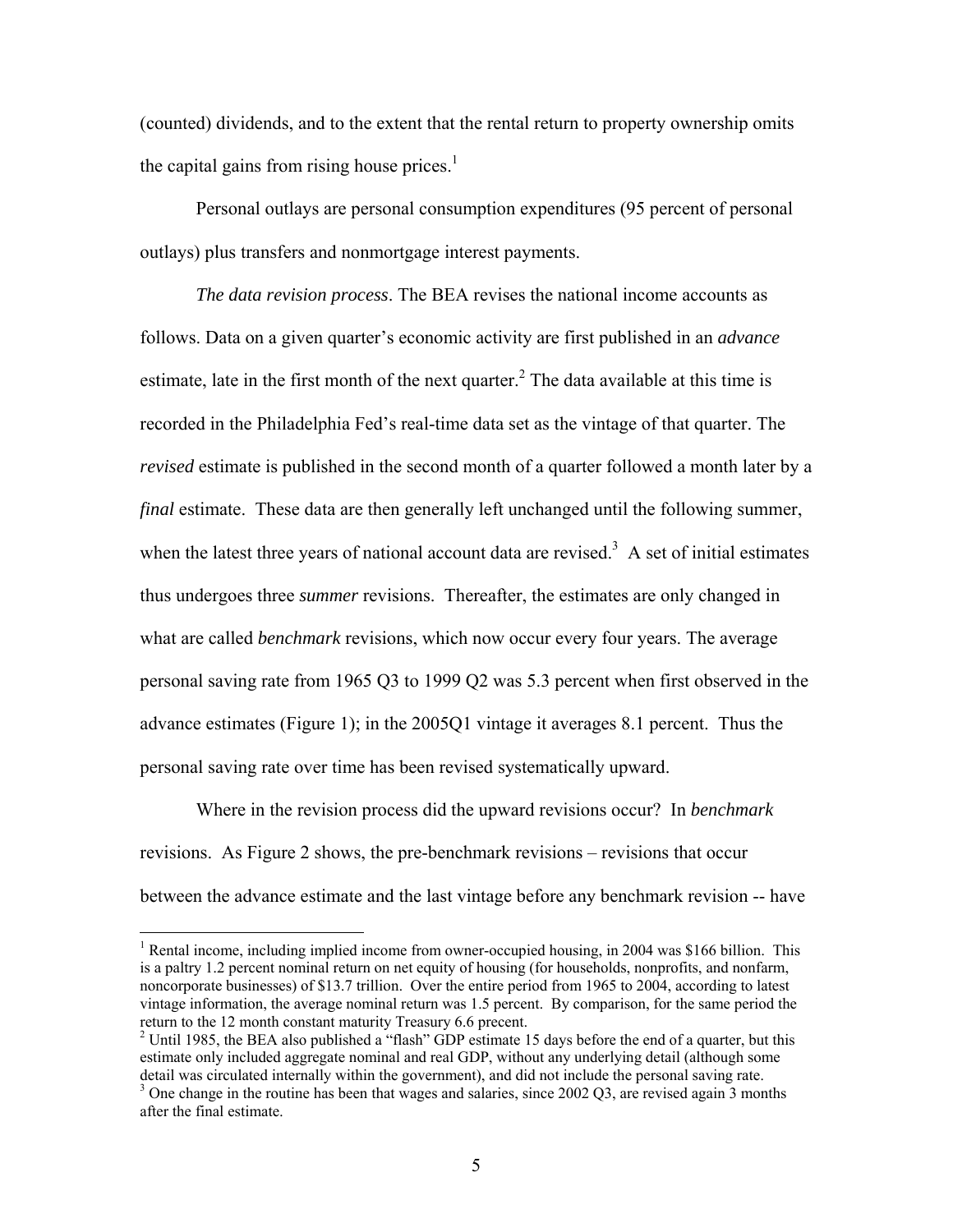(counted) dividends, and to the extent that the rental return to property ownership omits the capital gains from rising house prices.[1]

Personal outlays are personal consumption expenditures (95 percent of personal outlays) plus transfers and nonmortgage interest payments.

*The data revision process*. The BEA revises the national income accounts as follows. Data on a given quarter's economic activity are first published in an *advance* estimate, late in the first month of the next quarter.[2] The data available at this time is recorded in the Philadelphia Fed's real-time data set as the vintage of that quarter. The *revised* estimate is published in the second month of a quarter followed a month later by a *final* estimate. These data are then generally left unchanged until the following summer, when the latest three years of national account data are revised.[3] A set of initial estimates thus undergoes three *summer* revisions. Thereafter, the estimates are only changed in what are called *benchmark* revisions, which now occur every four years. The average personal saving rate from 1965 Q3 to 1999 Q2 was 5.3 percent when first observed in the advance estimates (Figure 1); in the 2005Q1 vintage it averages 8.1 percent. Thus the personal saving rate over time has been revised systematically upward.

Where in the revision process did the upward revisions occur? In *benchmark* revisions. As Figure 2 shows, the pre-benchmark revisions – revisions that occur between the advance estimate and the last vintage before any benchmark revision -- have

---

[1] Rental income, including implied income from owner-occupied housing, in 2004 was $166 billion. This is a paltry 1.2 percent nominal return on net equity of housing (for households, nonprofits, and nonfarm, noncorporate businesses) of $13.7 trillion. Over the entire period from 1965 to 2004, according to latest vintage information, the average nominal return was 1.5 percent. By comparison, for the same period the return to the 12 month constant maturity Treasury 6.6 precent.

[2] Until 1985, the BEA also published a "flash" GDP estimate 15 days before the end of a quarter, but this estimate only included aggregate nominal and real GDP, without any underlying detail (although some detail was circulated internally within the government), and did not include the personal saving rate.

[3] One change in the routine has been that wages and salaries, since 2002 Q3, are revised again 3 months after the final estimate.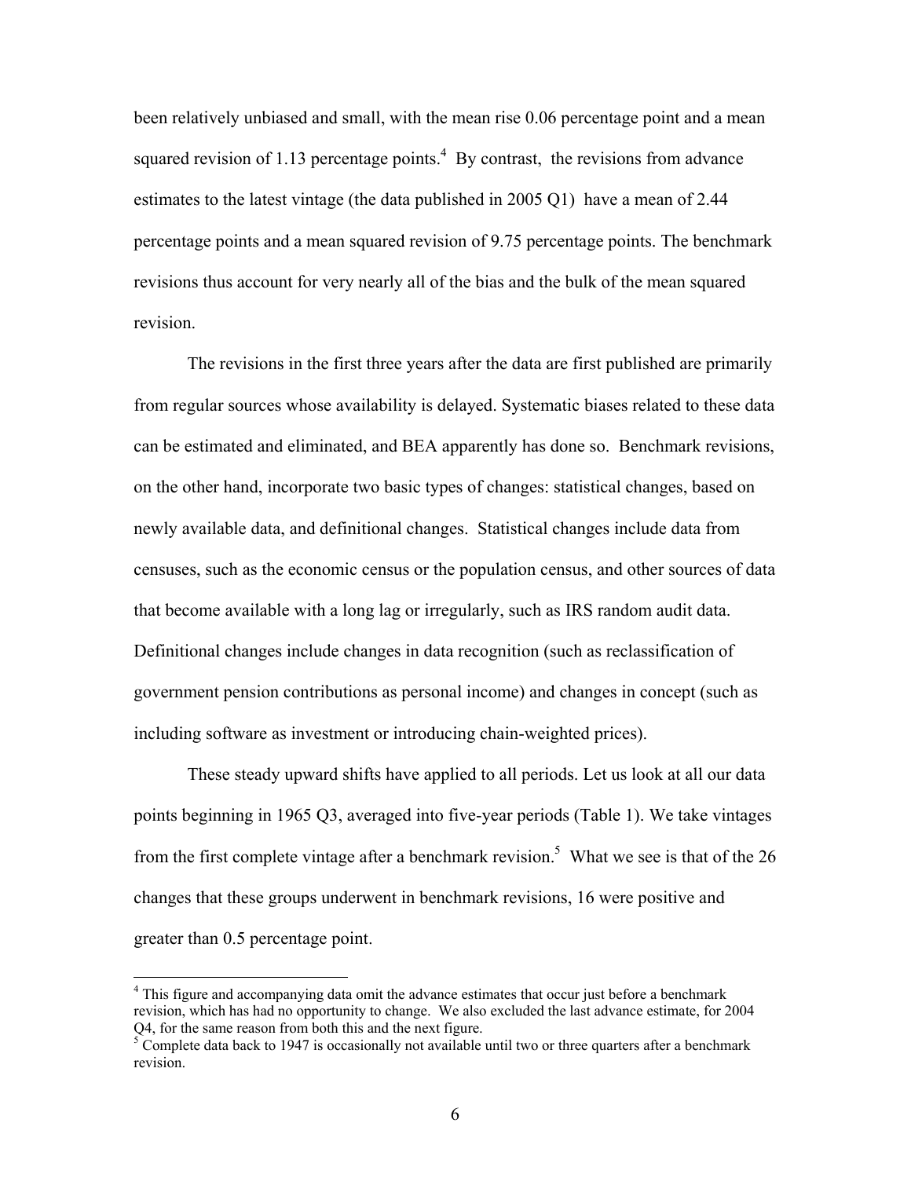been relatively unbiased and small, with the mean rise 0.06 percentage point and a mean squared revision of 1.13 percentage points.[4] By contrast, the revisions from advance estimates to the latest vintage (the data published in 2005 Q1) have a mean of 2.44 percentage points and a mean squared revision of 9.75 percentage points. The benchmark revisions thus account for very nearly all of the bias and the bulk of the mean squared revision.

The revisions in the first three years after the data are first published are primarily from regular sources whose availability is delayed. Systematic biases related to these data can be estimated and eliminated, and BEA apparently has done so. Benchmark revisions, on the other hand, incorporate two basic types of changes: statistical changes, based on newly available data, and definitional changes. Statistical changes include data from censuses, such as the economic census or the population census, and other sources of data that become available with a long lag or irregularly, such as IRS random audit data. Definitional changes include changes in data recognition (such as reclassification of government pension contributions as personal income) and changes in concept (such as including software as investment or introducing chain-weighted prices).

These steady upward shifts have applied to all periods. Let us look at all our data points beginning in 1965 Q3, averaged into five-year periods (Table 1). We take vintages from the first complete vintage after a benchmark revision.[5] What we see is that of the 26 changes that these groups underwent in benchmark revisions, 16 were positive and greater than 0.5 percentage point.

---

[4] This figure and accompanying data omit the advance estimates that occur just before a benchmark revision, which has had no opportunity to change. We also excluded the last advance estimate, for 2004 Q4, for the same reason from both this and the next figure.

[5] Complete data back to 1947 is occasionally not available until two or three quarters after a benchmark revision.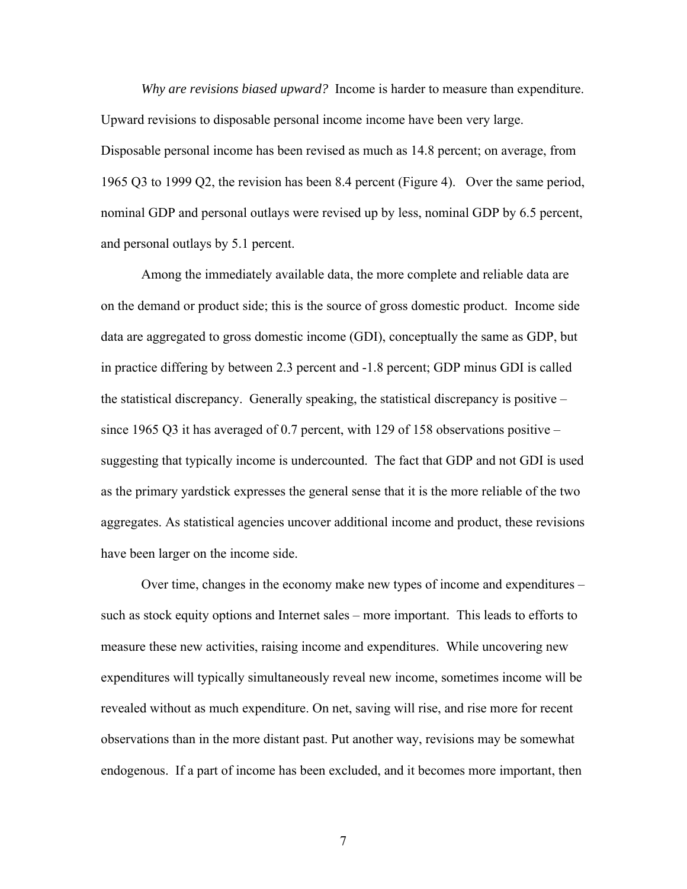*Why are revisions biased upward?* Income is harder to measure than expenditure. Upward revisions to disposable personal income income have been very large. Disposable personal income has been revised as much as 14.8 percent; on average, from 1965 Q3 to 1999 Q2, the revision has been 8.4 percent (Figure 4). Over the same period, nominal GDP and personal outlays were revised up by less, nominal GDP by 6.5 percent, and personal outlays by 5.1 percent.

Among the immediately available data, the more complete and reliable data are on the demand or product side; this is the source of gross domestic product. Income side data are aggregated to gross domestic income (GDI), conceptually the same as GDP, but in practice differing by between 2.3 percent and -1.8 percent; GDP minus GDI is called the statistical discrepancy. Generally speaking, the statistical discrepancy is positive – since 1965 Q3 it has averaged of 0.7 percent, with 129 of 158 observations positive – suggesting that typically income is undercounted. The fact that GDP and not GDI is used as the primary yardstick expresses the general sense that it is the more reliable of the two aggregates. As statistical agencies uncover additional income and product, these revisions have been larger on the income side.

Over time, changes in the economy make new types of income and expenditures – such as stock equity options and Internet sales – more important. This leads to efforts to measure these new activities, raising income and expenditures. While uncovering new expenditures will typically simultaneously reveal new income, sometimes income will be revealed without as much expenditure. On net, saving will rise, and rise more for recent observations than in the more distant past. Put another way, revisions may be somewhat endogenous. If a part of income has been excluded, and it becomes more important, then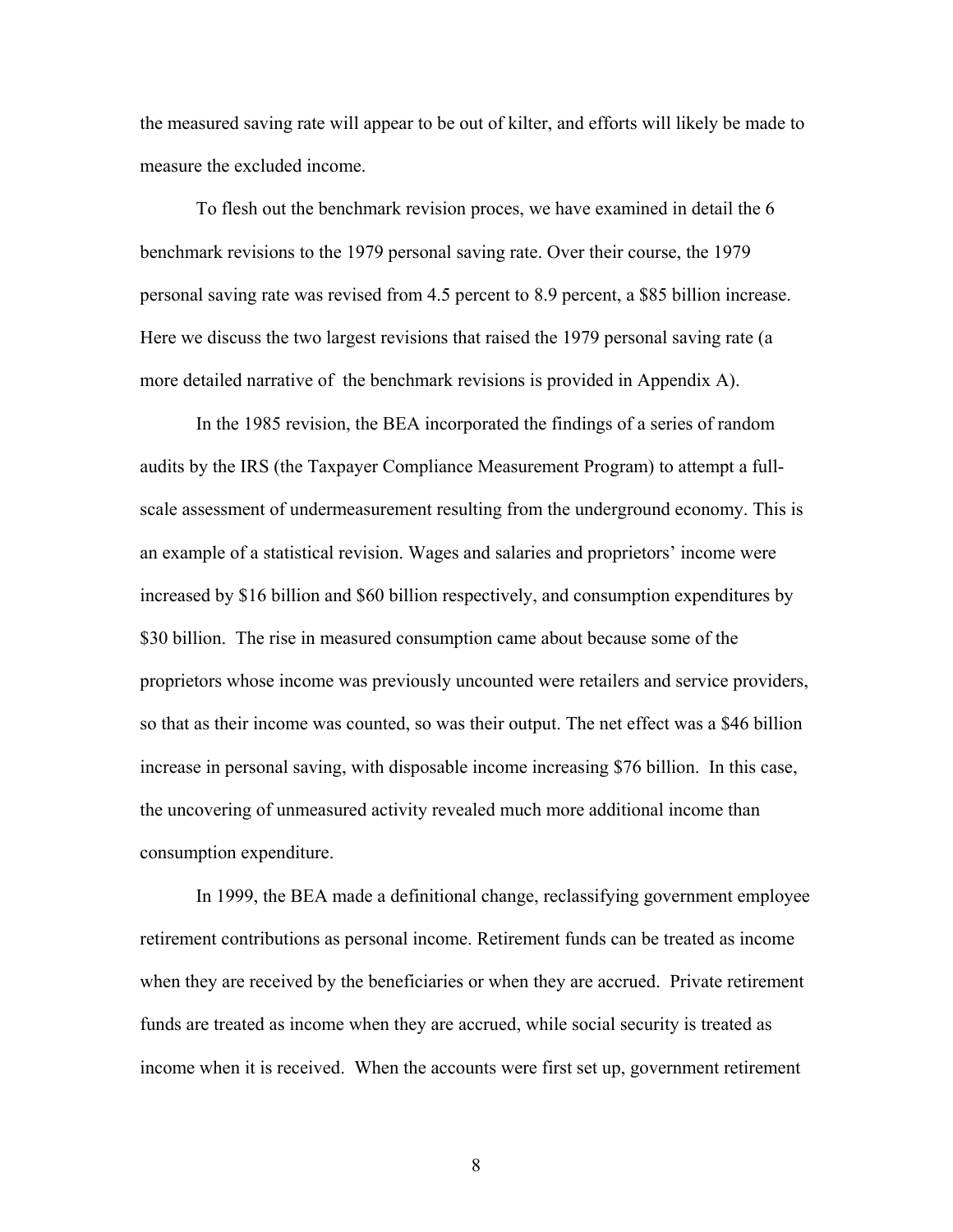the measured saving rate will appear to be out of kilter, and efforts will likely be made to measure the excluded income.

To flesh out the benchmark revision proces, we have examined in detail the 6 benchmark revisions to the 1979 personal saving rate. Over their course, the 1979 personal saving rate was revised from 4.5 percent to 8.9 percent, a $85 billion increase. Here we discuss the two largest revisions that raised the 1979 personal saving rate (a more detailed narrative of the benchmark revisions is provided in Appendix A).

In the 1985 revision, the BEA incorporated the findings of a series of random audits by the IRS (the Taxpayer Compliance Measurement Program) to attempt a full-scale assessment of undermeasurement resulting from the underground economy. This is an example of a statistical revision. Wages and salaries and proprietors' income were increased by $16 billion and $60 billion respectively, and consumption expenditures by $30 billion. The rise in measured consumption came about because some of the proprietors whose income was previously uncounted were retailers and service providers, so that as their income was counted, so was their output. The net effect was a $46 billion increase in personal saving, with disposable income increasing $76 billion. In this case, the uncovering of unmeasured activity revealed much more additional income than consumption expenditure.

In 1999, the BEA made a definitional change, reclassifying government employee retirement contributions as personal income. Retirement funds can be treated as income when they are received by the beneficiaries or when they are accrued. Private retirement funds are treated as income when they are accrued, while social security is treated as income when it is received. When the accounts were first set up, government retirement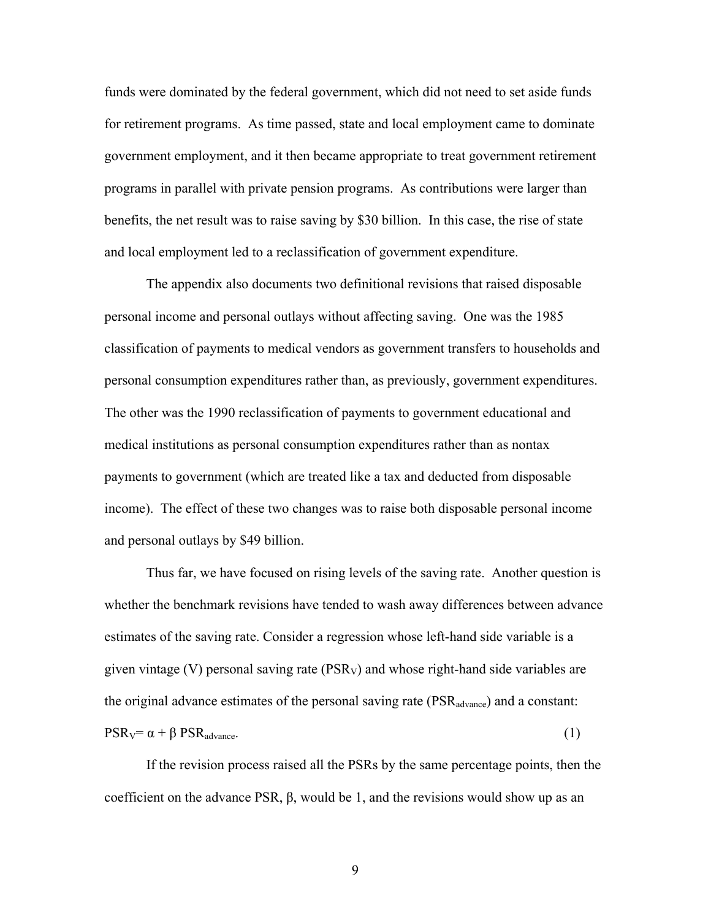funds were dominated by the federal government, which did not need to set aside funds for retirement programs. As time passed, state and local employment came to dominate government employment, and it then became appropriate to treat government retirement programs in parallel with private pension programs. As contributions were larger than benefits, the net result was to raise saving by $30 billion. In this case, the rise of state and local employment led to a reclassification of government expenditure.

The appendix also documents two definitional revisions that raised disposable personal income and personal outlays without affecting saving. One was the 1985 classification of payments to medical vendors as government transfers to households and personal consumption expenditures rather than, as previously, government expenditures. The other was the 1990 reclassification of payments to government educational and medical institutions as personal consumption expenditures rather than as nontax payments to government (which are treated like a tax and deducted from disposable income). The effect of these two changes was to raise both disposable personal income and personal outlays by $49 billion.

Thus far, we have focused on rising levels of the saving rate. Another question is whether the benchmark revisions have tended to wash away differences between advance estimates of the saving rate. Consider a regression whose left-hand side variable is a given vintage (V) personal saving rate ($PSR_V$) and whose right-hand side variables are the original advance estimates of the personal saving rate ($PSR_{advance}$) and a constant:

$$PSR_V = \alpha + \beta \, PSR_{advance}. \tag{1}$$

If the revision process raised all the PSRs by the same percentage points, then the coefficient on the advance PSR, $\beta$, would be 1, and the revisions would show up as an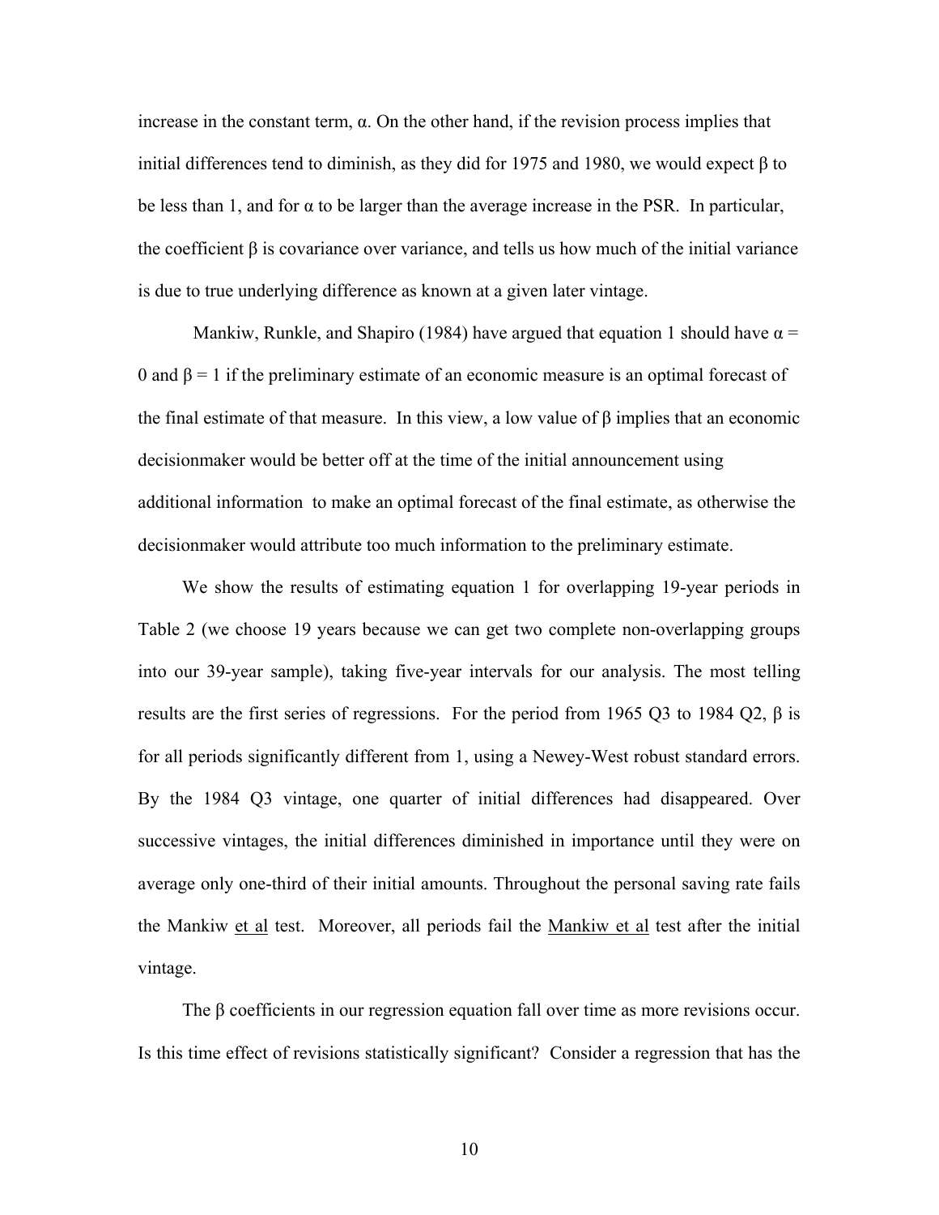increase in the constant term, $\alpha$. On the other hand, if the revision process implies that initial differences tend to diminish, as they did for 1975 and 1980, we would expect $\beta$ to be less than 1, and for $\alpha$ to be larger than the average increase in the PSR. In particular, the coefficient $\beta$ is covariance over variance, and tells us how much of the initial variance is due to true underlying difference as known at a given later vintage.

Mankiw, Runkle, and Shapiro (1984) have argued that equation 1 should have $\alpha = 0$ and $\beta = 1$ if the preliminary estimate of an economic measure is an optimal forecast of the final estimate of that measure. In this view, a low value of $\beta$ implies that an economic decisionmaker would be better off at the time of the initial announcement using additional information to make an optimal forecast of the final estimate, as otherwise the decisionmaker would attribute too much information to the preliminary estimate.

We show the results of estimating equation 1 for overlapping 19-year periods in Table 2 (we choose 19 years because we can get two complete non-overlapping groups into our 39-year sample), taking five-year intervals for our analysis. The most telling results are the first series of regressions. For the period from 1965 Q3 to 1984 Q2, $\beta$ is for all periods significantly different from 1, using a Newey-West robust standard errors. By the 1984 Q3 vintage, one quarter of initial differences had disappeared. Over successive vintages, the initial differences diminished in importance until they were on average only one-third of their initial amounts. Throughout the personal saving rate fails the Mankiw et al test. Moreover, all periods fail the Mankiw et al test after the initial vintage.

The $\beta$ coefficients in our regression equation fall over time as more revisions occur. Is this time effect of revisions statistically significant? Consider a regression that has the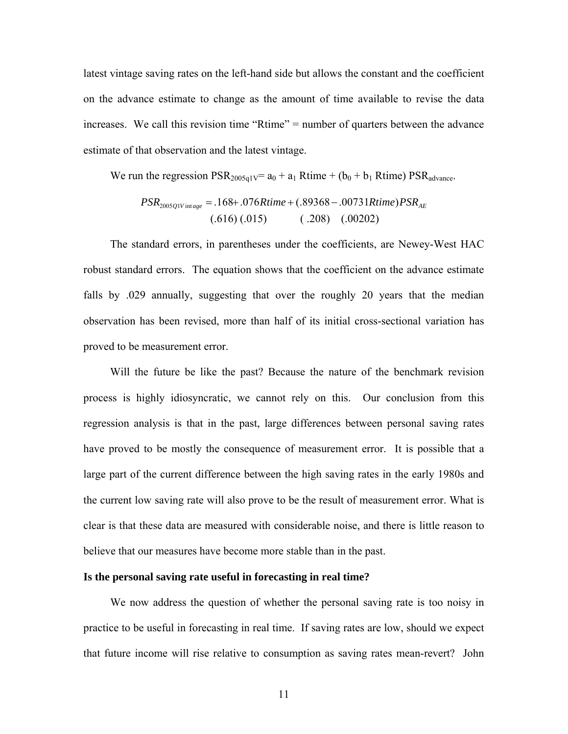latest vintage saving rates on the left-hand side but allows the constant and the coefficient on the advance estimate to change as the amount of time available to revise the data increases. We call this revision time "Rtime" = number of quarters between the advance estimate of that observation and the latest vintage.

We run the regression $PSR_{2005q1V} = a_0 + a_1$ Rtime + ($b_0 + b_1$ Rtime) $PSR_{advance}$.

$$PSR_{2005Q1Vintage} = .168 + .076Rtime + (.89368 - .00731Rtime)PSR_{AE}$$
$$(.616)\ (.015) \qquad (.208) \quad (.00202)$$

The standard errors, in parentheses under the coefficients, are Newey-West HAC robust standard errors. The equation shows that the coefficient on the advance estimate falls by .029 annually, suggesting that over the roughly 20 years that the median observation has been revised, more than half of its initial cross-sectional variation has proved to be measurement error.

Will the future be like the past? Because the nature of the benchmark revision process is highly idiosyncratic, we cannot rely on this. Our conclusion from this regression analysis is that in the past, large differences between personal saving rates have proved to be mostly the consequence of measurement error. It is possible that a large part of the current difference between the high saving rates in the early 1980s and the current low saving rate will also prove to be the result of measurement error. What is clear is that these data are measured with considerable noise, and there is little reason to believe that our measures have become more stable than in the past.

**Is the personal saving rate useful in forecasting in real time?**

We now address the question of whether the personal saving rate is too noisy in practice to be useful in forecasting in real time. If saving rates are low, should we expect that future income will rise relative to consumption as saving rates mean-revert? John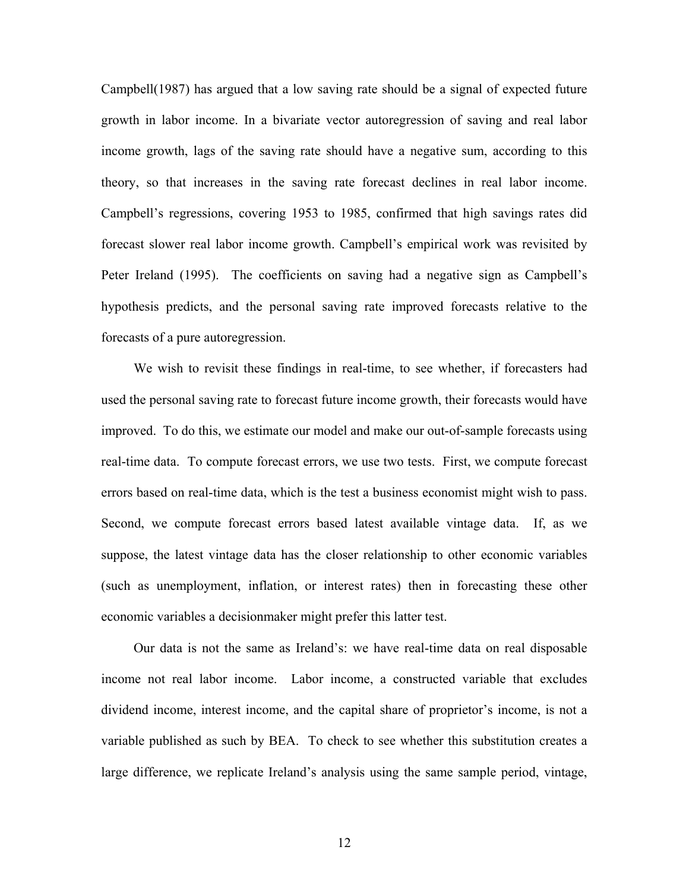Campbell(1987) has argued that a low saving rate should be a signal of expected future growth in labor income. In a bivariate vector autoregression of saving and real labor income growth, lags of the saving rate should have a negative sum, according to this theory, so that increases in the saving rate forecast declines in real labor income. Campbell's regressions, covering 1953 to 1985, confirmed that high savings rates did forecast slower real labor income growth. Campbell's empirical work was revisited by Peter Ireland (1995). The coefficients on saving had a negative sign as Campbell's hypothesis predicts, and the personal saving rate improved forecasts relative to the forecasts of a pure autoregression.

We wish to revisit these findings in real-time, to see whether, if forecasters had used the personal saving rate to forecast future income growth, their forecasts would have improved. To do this, we estimate our model and make our out-of-sample forecasts using real-time data. To compute forecast errors, we use two tests. First, we compute forecast errors based on real-time data, which is the test a business economist might wish to pass. Second, we compute forecast errors based latest available vintage data. If, as we suppose, the latest vintage data has the closer relationship to other economic variables (such as unemployment, inflation, or interest rates) then in forecasting these other economic variables a decisionmaker might prefer this latter test.

Our data is not the same as Ireland's: we have real-time data on real disposable income not real labor income. Labor income, a constructed variable that excludes dividend income, interest income, and the capital share of proprietor's income, is not a variable published as such by BEA. To check to see whether this substitution creates a large difference, we replicate Ireland's analysis using the same sample period, vintage,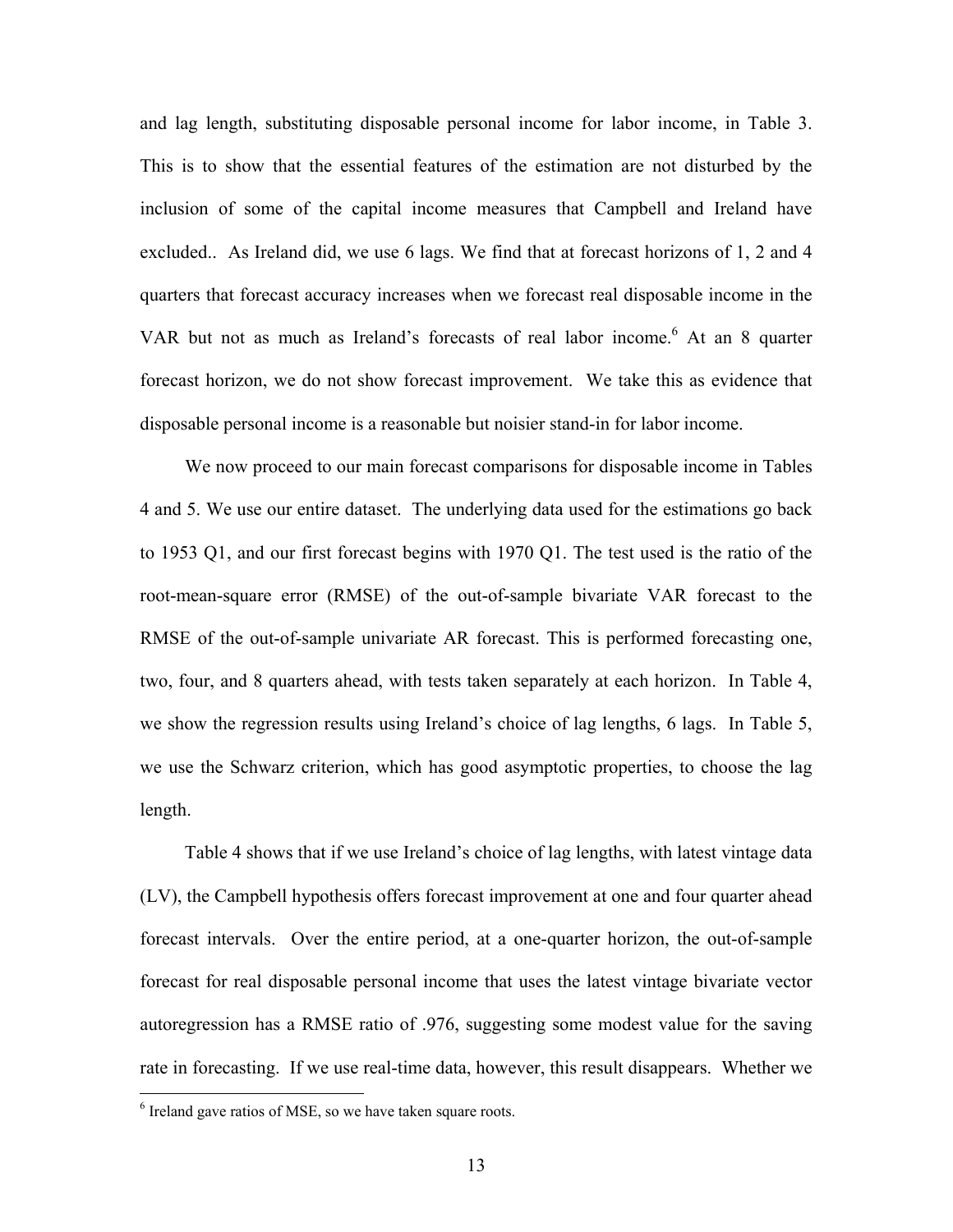and lag length, substituting disposable personal income for labor income, in Table 3. This is to show that the essential features of the estimation are not disturbed by the inclusion of some of the capital income measures that Campbell and Ireland have excluded.. As Ireland did, we use 6 lags. We find that at forecast horizons of 1, 2 and 4 quarters that forecast accuracy increases when we forecast real disposable income in the VAR but not as much as Ireland's forecasts of real labor income.[6] At an 8 quarter forecast horizon, we do not show forecast improvement. We take this as evidence that disposable personal income is a reasonable but noisier stand-in for labor income.

We now proceed to our main forecast comparisons for disposable income in Tables 4 and 5. We use our entire dataset. The underlying data used for the estimations go back to 1953 Q1, and our first forecast begins with 1970 Q1. The test used is the ratio of the root-mean-square error (RMSE) of the out-of-sample bivariate VAR forecast to the RMSE of the out-of-sample univariate AR forecast. This is performed forecasting one, two, four, and 8 quarters ahead, with tests taken separately at each horizon. In Table 4, we show the regression results using Ireland's choice of lag lengths, 6 lags. In Table 5, we use the Schwarz criterion, which has good asymptotic properties, to choose the lag length.

Table 4 shows that if we use Ireland's choice of lag lengths, with latest vintage data (LV), the Campbell hypothesis offers forecast improvement at one and four quarter ahead forecast intervals. Over the entire period, at a one-quarter horizon, the out-of-sample forecast for real disposable personal income that uses the latest vintage bivariate vector autoregression has a RMSE ratio of .976, suggesting some modest value for the saving rate in forecasting. If we use real-time data, however, this result disappears. Whether we

[6] Ireland gave ratios of MSE, so we have taken square roots.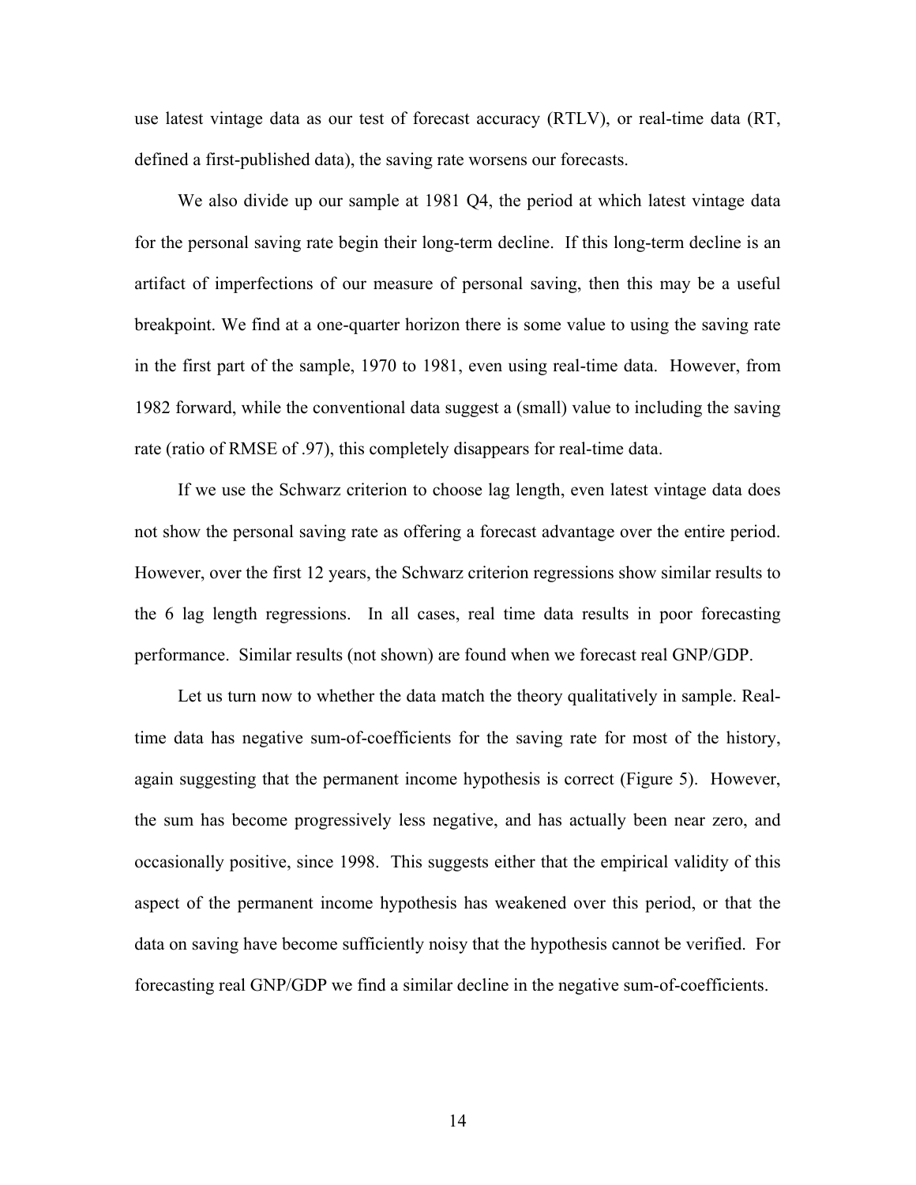use latest vintage data as our test of forecast accuracy (RTLV), or real-time data (RT, defined a first-published data), the saving rate worsens our forecasts.

We also divide up our sample at 1981 Q4, the period at which latest vintage data for the personal saving rate begin their long-term decline. If this long-term decline is an artifact of imperfections of our measure of personal saving, then this may be a useful breakpoint. We find at a one-quarter horizon there is some value to using the saving rate in the first part of the sample, 1970 to 1981, even using real-time data. However, from 1982 forward, while the conventional data suggest a (small) value to including the saving rate (ratio of RMSE of .97), this completely disappears for real-time data.

If we use the Schwarz criterion to choose lag length, even latest vintage data does not show the personal saving rate as offering a forecast advantage over the entire period. However, over the first 12 years, the Schwarz criterion regressions show similar results to the 6 lag length regressions. In all cases, real time data results in poor forecasting performance. Similar results (not shown) are found when we forecast real GNP/GDP.

Let us turn now to whether the data match the theory qualitatively in sample. Real-time data has negative sum-of-coefficients for the saving rate for most of the history, again suggesting that the permanent income hypothesis is correct (Figure 5). However, the sum has become progressively less negative, and has actually been near zero, and occasionally positive, since 1998. This suggests either that the empirical validity of this aspect of the permanent income hypothesis has weakened over this period, or that the data on saving have become sufficiently noisy that the hypothesis cannot be verified. For forecasting real GNP/GDP we find a similar decline in the negative sum-of-coefficients.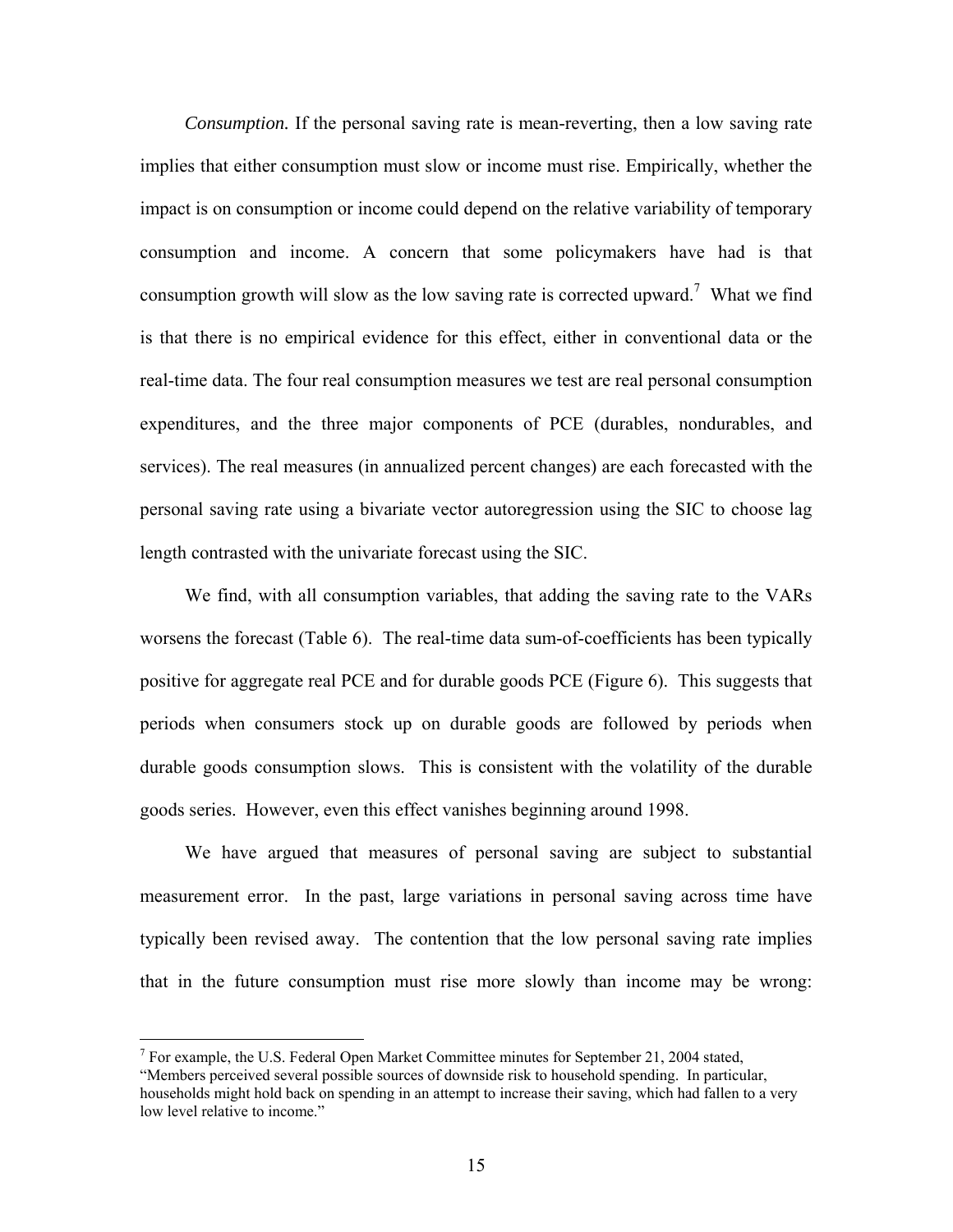*Consumption.* If the personal saving rate is mean-reverting, then a low saving rate implies that either consumption must slow or income must rise. Empirically, whether the impact is on consumption or income could depend on the relative variability of temporary consumption and income. A concern that some policymakers have had is that consumption growth will slow as the low saving rate is corrected upward.[7] What we find is that there is no empirical evidence for this effect, either in conventional data or the real-time data. The four real consumption measures we test are real personal consumption expenditures, and the three major components of PCE (durables, nondurables, and services). The real measures (in annualized percent changes) are each forecasted with the personal saving rate using a bivariate vector autoregression using the SIC to choose lag length contrasted with the univariate forecast using the SIC.

We find, with all consumption variables, that adding the saving rate to the VARs worsens the forecast (Table 6). The real-time data sum-of-coefficients has been typically positive for aggregate real PCE and for durable goods PCE (Figure 6). This suggests that periods when consumers stock up on durable goods are followed by periods when durable goods consumption slows. This is consistent with the volatility of the durable goods series. However, even this effect vanishes beginning around 1998.

We have argued that measures of personal saving are subject to substantial measurement error. In the past, large variations in personal saving across time have typically been revised away. The contention that the low personal saving rate implies that in the future consumption must rise more slowly than income may be wrong:

[7] For example, the U.S. Federal Open Market Committee minutes for September 21, 2004 stated, "Members perceived several possible sources of downside risk to household spending. In particular, households might hold back on spending in an attempt to increase their saving, which had fallen to a very low level relative to income."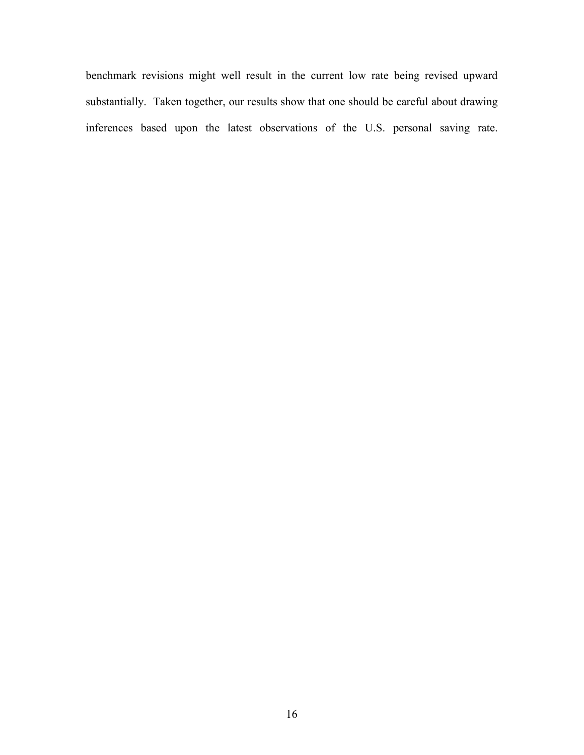benchmark revisions might well result in the current low rate being revised upward substantially. Taken together, our results show that one should be careful about drawing inferences based upon the latest observations of the U.S. personal saving rate.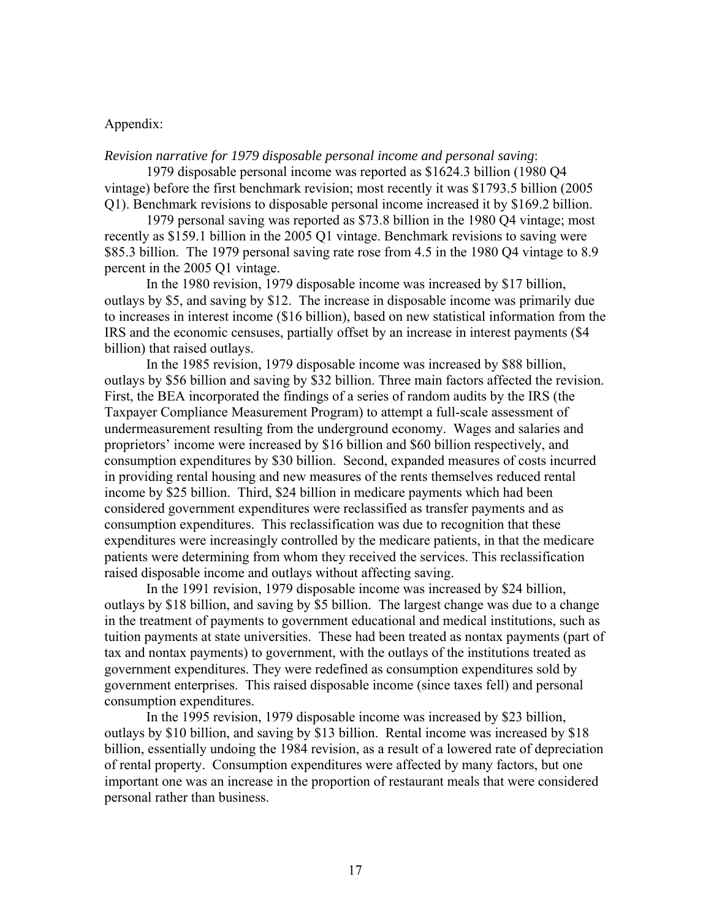Appendix:

*Revision narrative for 1979 disposable personal income and personal saving*:

1979 disposable personal income was reported as $1624.3 billion (1980 Q4 vintage) before the first benchmark revision; most recently it was $1793.5 billion (2005 Q1). Benchmark revisions to disposable personal income increased it by $169.2 billion.

1979 personal saving was reported as $73.8 billion in the 1980 Q4 vintage; most recently as $159.1 billion in the 2005 Q1 vintage. Benchmark revisions to saving were $85.3 billion. The 1979 personal saving rate rose from 4.5 in the 1980 Q4 vintage to 8.9 percent in the 2005 Q1 vintage.

In the 1980 revision, 1979 disposable income was increased by $17 billion, outlays by $5, and saving by $12. The increase in disposable income was primarily due to increases in interest income ($16 billion), based on new statistical information from the IRS and the economic censuses, partially offset by an increase in interest payments ($4 billion) that raised outlays.

In the 1985 revision, 1979 disposable income was increased by $88 billion, outlays by $56 billion and saving by $32 billion. Three main factors affected the revision. First, the BEA incorporated the findings of a series of random audits by the IRS (the Taxpayer Compliance Measurement Program) to attempt a full-scale assessment of undermeasurement resulting from the underground economy. Wages and salaries and proprietors' income were increased by $16 billion and $60 billion respectively, and consumption expenditures by $30 billion. Second, expanded measures of costs incurred in providing rental housing and new measures of the rents themselves reduced rental income by $25 billion. Third, $24 billion in medicare payments which had been considered government expenditures were reclassified as transfer payments and as consumption expenditures. This reclassification was due to recognition that these expenditures were increasingly controlled by the medicare patients, in that the medicare patients were determining from whom they received the services. This reclassification raised disposable income and outlays without affecting saving.

In the 1991 revision, 1979 disposable income was increased by $24 billion, outlays by $18 billion, and saving by $5 billion. The largest change was due to a change in the treatment of payments to government educational and medical institutions, such as tuition payments at state universities. These had been treated as nontax payments (part of tax and nontax payments) to government, with the outlays of the institutions treated as government expenditures. They were redefined as consumption expenditures sold by government enterprises. This raised disposable income (since taxes fell) and personal consumption expenditures.

In the 1995 revision, 1979 disposable income was increased by $23 billion, outlays by $10 billion, and saving by $13 billion. Rental income was increased by $18 billion, essentially undoing the 1984 revision, as a result of a lowered rate of depreciation of rental property. Consumption expenditures were affected by many factors, but one important one was an increase in the proportion of restaurant meals that were considered personal rather than business.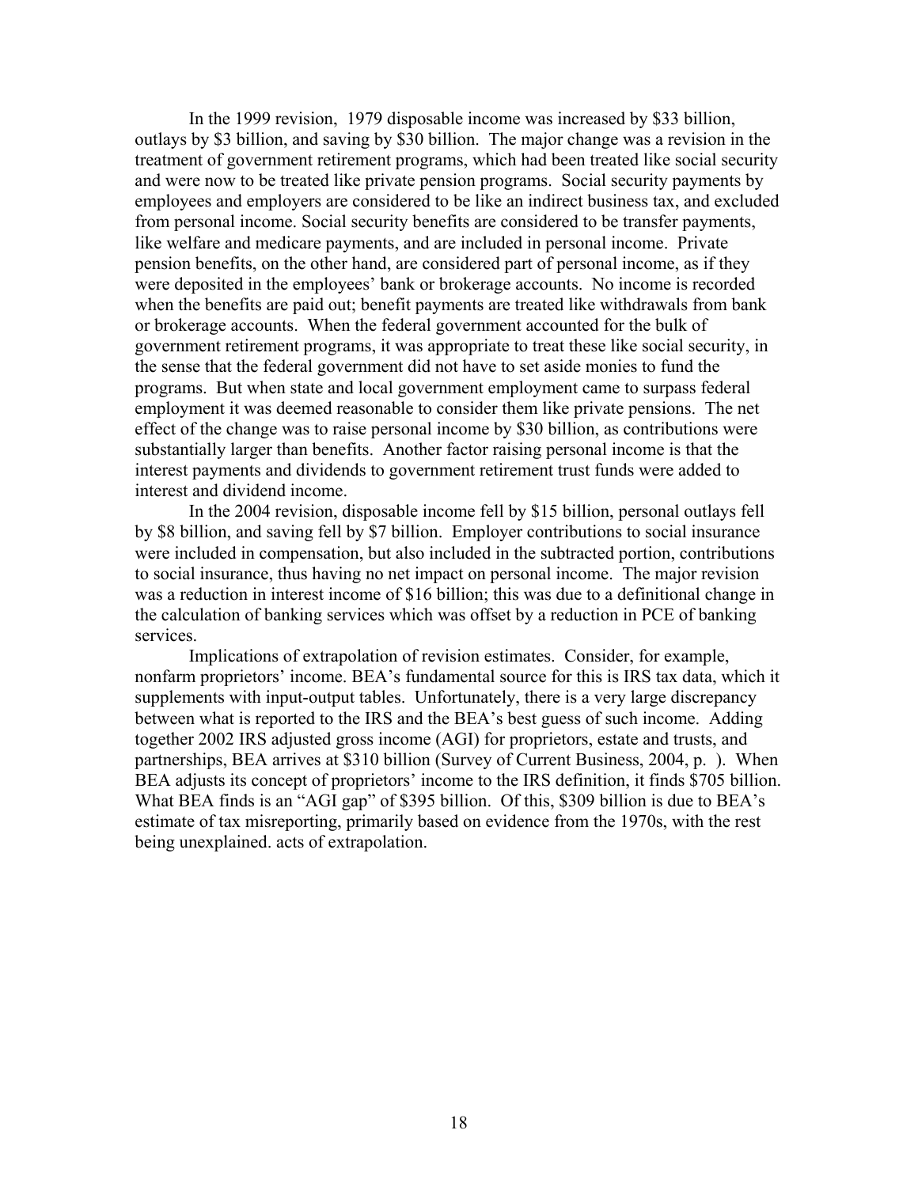In the 1999 revision, 1979 disposable income was increased by $33 billion, outlays by $3 billion, and saving by $30 billion. The major change was a revision in the treatment of government retirement programs, which had been treated like social security and were now to be treated like private pension programs. Social security payments by employees and employers are considered to be like an indirect business tax, and excluded from personal income. Social security benefits are considered to be transfer payments, like welfare and medicare payments, and are included in personal income. Private pension benefits, on the other hand, are considered part of personal income, as if they were deposited in the employees' bank or brokerage accounts. No income is recorded when the benefits are paid out; benefit payments are treated like withdrawals from bank or brokerage accounts. When the federal government accounted for the bulk of government retirement programs, it was appropriate to treat these like social security, in the sense that the federal government did not have to set aside monies to fund the programs. But when state and local government employment came to surpass federal employment it was deemed reasonable to consider them like private pensions. The net effect of the change was to raise personal income by $30 billion, as contributions were substantially larger than benefits. Another factor raising personal income is that the interest payments and dividends to government retirement trust funds were added to interest and dividend income.

In the 2004 revision, disposable income fell by $15 billion, personal outlays fell by $8 billion, and saving fell by $7 billion. Employer contributions to social insurance were included in compensation, but also included in the subtracted portion, contributions to social insurance, thus having no net impact on personal income. The major revision was a reduction in interest income of $16 billion; this was due to a definitional change in the calculation of banking services which was offset by a reduction in PCE of banking services.

Implications of extrapolation of revision estimates. Consider, for example, nonfarm proprietors' income. BEA's fundamental source for this is IRS tax data, which it supplements with input-output tables. Unfortunately, there is a very large discrepancy between what is reported to the IRS and the BEA's best guess of such income. Adding together 2002 IRS adjusted gross income (AGI) for proprietors, estate and trusts, and partnerships, BEA arrives at $310 billion (Survey of Current Business, 2004, p. ). When BEA adjusts its concept of proprietors' income to the IRS definition, it finds $705 billion. What BEA finds is an "AGI gap" of $395 billion. Of this, $309 billion is due to BEA's estimate of tax misreporting, primarily based on evidence from the 1970s, with the rest being unexplained. acts of extrapolation.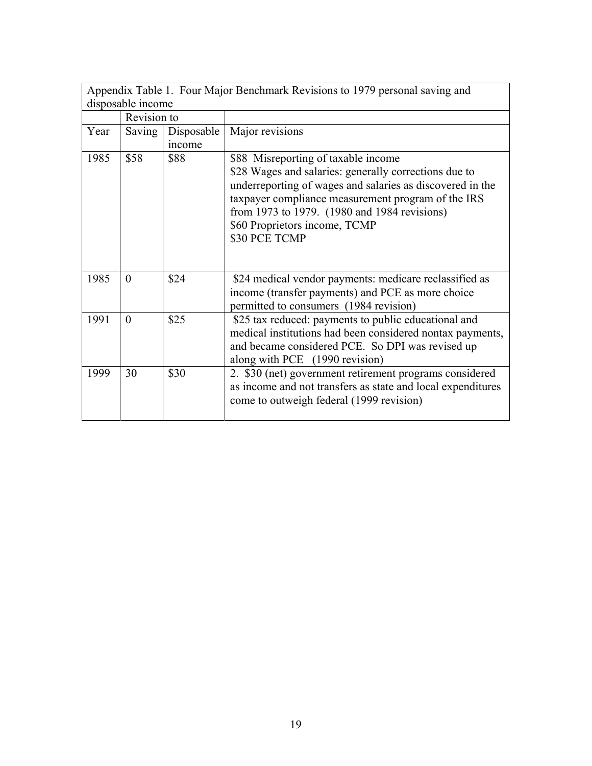| Appendix Table 1. Four Major Benchmark Revisions to 1979 personal saving and disposable income | | | |
|---|---|---|---|
| | Revision to | | |
| Year | Saving | Disposable income | Major revisions |
| 1985 | $58 | $88 | $88 Misreporting of taxable income<br>$28 Wages and salaries: generally corrections due to underreporting of wages and salaries as discovered in the taxpayer compliance measurement program of the IRS from 1973 to 1979. (1980 and 1984 revisions)<br>$60 Proprietors income, TCMP<br>$30 PCE TCMP |
| 1985 | 0 | $24 | $24 medical vendor payments: medicare reclassified as income (transfer payments) and PCE as more choice permitted to consumers (1984 revision) |
| 1991 | 0 | $25 | $25 tax reduced: payments to public educational and medical institutions had been considered nontax payments, and became considered PCE. So DPI was revised up along with PCE (1990 revision) |
| 1999 | 30 | $30 | 2. $30 (net) government retirement programs considered as income and not transfers as state and local expenditures come to outweigh federal (1999 revision) |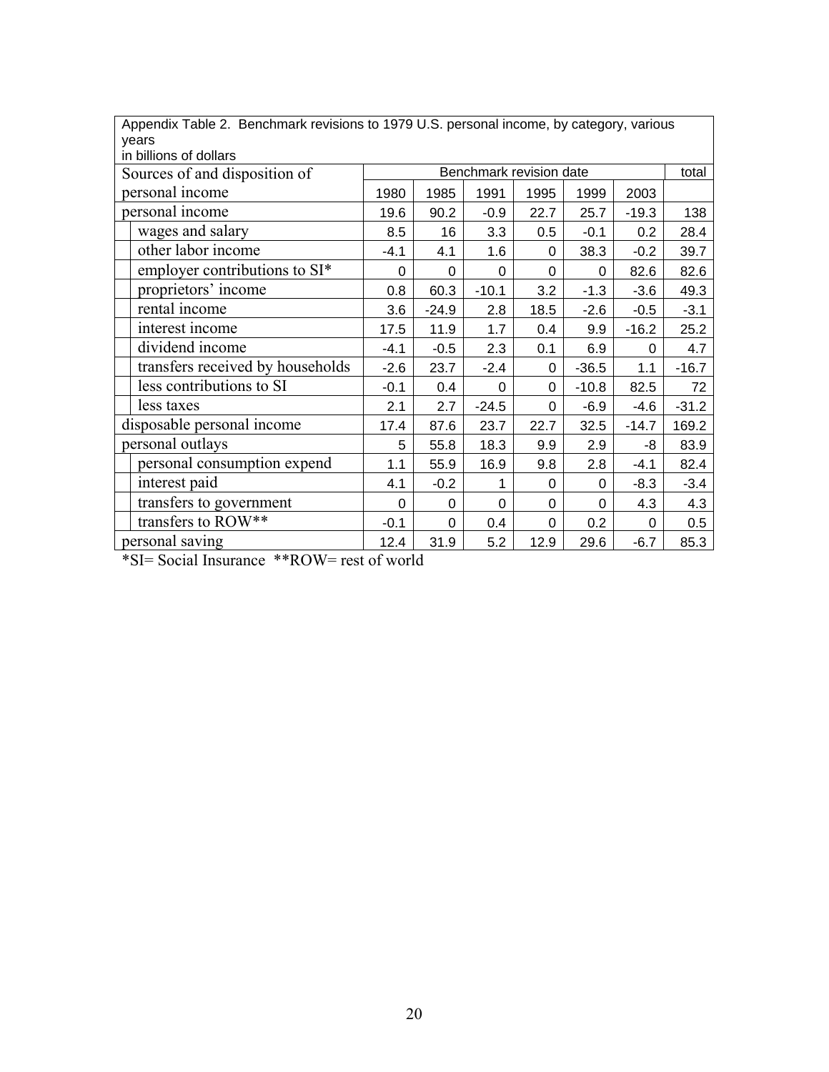Appendix Table 2. Benchmark revisions to 1979 U.S. personal income, by category, various years
in billions of dollars

| Sources of and disposition of personal income | Benchmark revision date | | | | | | total |
|---|---|---|---|---|---|---|---|
| | 1980 | 1985 | 1991 | 1995 | 1999 | 2003 | |
| personal income | 19.6 | 90.2 | -0.9 | 22.7 | 25.7 | -19.3 | 138 |
| wages and salary | 8.5 | 16 | 3.3 | 0.5 | -0.1 | 0.2 | 28.4 |
| other labor income | -4.1 | 4.1 | 1.6 | 0 | 38.3 | -0.2 | 39.7 |
| employer contributions to SI* | 0 | 0 | 0 | 0 | 0 | 82.6 | 82.6 |
| proprietors' income | 0.8 | 60.3 | -10.1 | 3.2 | -1.3 | -3.6 | 49.3 |
| rental income | 3.6 | -24.9 | 2.8 | 18.5 | -2.6 | -0.5 | -3.1 |
| interest income | 17.5 | 11.9 | 1.7 | 0.4 | 9.9 | -16.2 | 25.2 |
| dividend income | -4.1 | -0.5 | 2.3 | 0.1 | 6.9 | 0 | 4.7 |
| transfers received by households | -2.6 | 23.7 | -2.4 | 0 | -36.5 | 1.1 | -16.7 |
| less contributions to SI | -0.1 | 0.4 | 0 | 0 | -10.8 | 82.5 | 72 |
| less taxes | 2.1 | 2.7 | -24.5 | 0 | -6.9 | -4.6 | -31.2 |
| disposable personal income | 17.4 | 87.6 | 23.7 | 22.7 | 32.5 | -14.7 | 169.2 |
| personal outlays | 5 | 55.8 | 18.3 | 9.9 | 2.9 | -8 | 83.9 |
| personal consumption expend | 1.1 | 55.9 | 16.9 | 9.8 | 2.8 | -4.1 | 82.4 |
| interest paid | 4.1 | -0.2 | 1 | 0 | 0 | -8.3 | -3.4 |
| transfers to government | 0 | 0 | 0 | 0 | 0 | 4.3 | 4.3 |
| transfers to ROW** | -0.1 | 0 | 0.4 | 0 | 0.2 | 0 | 0.5 |
| personal saving | 12.4 | 31.9 | 5.2 | 12.9 | 29.6 | -6.7 | 85.3 |

*SI= Social Insurance **ROW= rest of world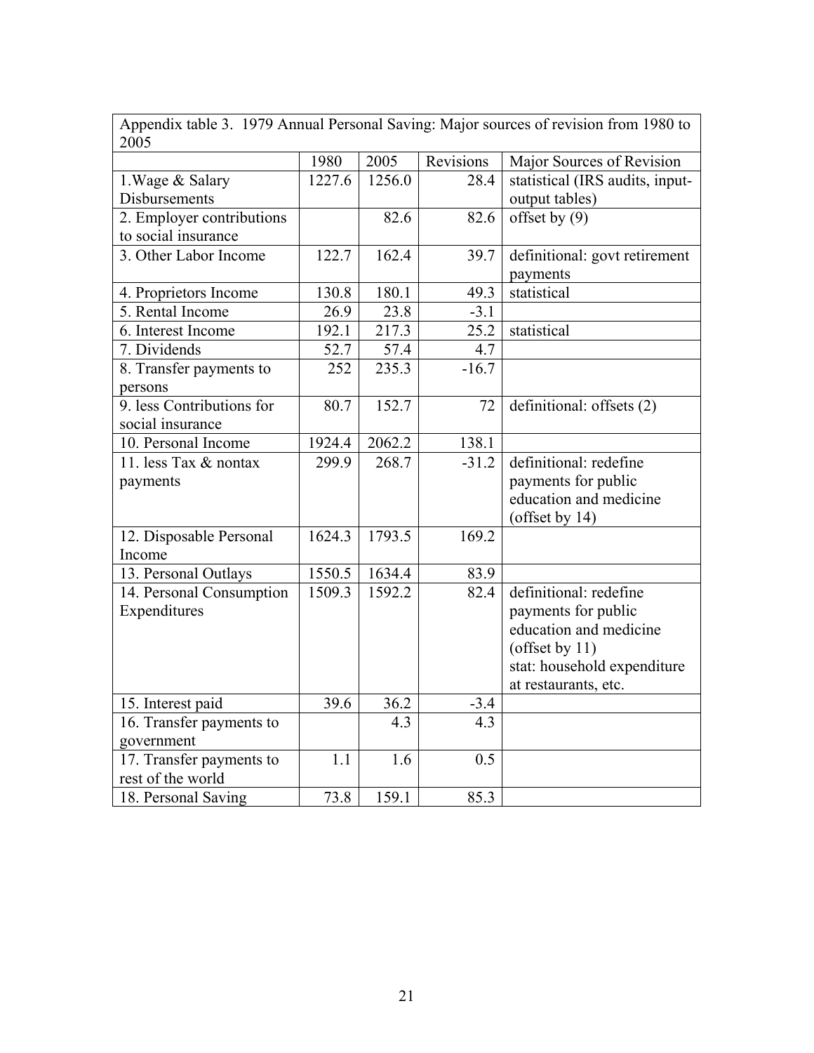| Appendix table 3. 1979 Annual Personal Saving: Major sources of revision from 1980 to 2005 | | | | |
|---|---|---|---|---|
| | 1980 | 2005 | Revisions | Major Sources of Revision |
| 1.Wage & Salary Disbursements | 1227.6 | 1256.0 | 28.4 | statistical (IRS audits, input-output tables) |
| 2. Employer contributions to social insurance | | 82.6 | 82.6 | offset by (9) |
| 3. Other Labor Income | 122.7 | 162.4 | 39.7 | definitional: govt retirement payments |
| 4. Proprietors Income | 130.8 | 180.1 | 49.3 | statistical |
| 5. Rental Income | 26.9 | 23.8 | -3.1 | |
| 6. Interest Income | 192.1 | 217.3 | 25.2 | statistical |
| 7. Dividends | 52.7 | 57.4 | 4.7 | |
| 8. Transfer payments to persons | 252 | 235.3 | -16.7 | |
| 9. less Contributions for social insurance | 80.7 | 152.7 | 72 | definitional: offsets (2) |
| 10. Personal Income | 1924.4 | 2062.2 | 138.1 | |
| 11. less Tax & nontax payments | 299.9 | 268.7 | -31.2 | definitional: redefine payments for public education and medicine (offset by 14) |
| 12. Disposable Personal Income | 1624.3 | 1793.5 | 169.2 | |
| 13. Personal Outlays | 1550.5 | 1634.4 | 83.9 | |
| 14. Personal Consumption Expenditures | 1509.3 | 1592.2 | 82.4 | definitional: redefine payments for public education and medicine (offset by 11) stat: household expenditure at restaurants, etc. |
| 15. Interest paid | 39.6 | 36.2 | -3.4 | |
| 16. Transfer payments to government | | 4.3 | 4.3 | |
| 17. Transfer payments to rest of the world | 1.1 | 1.6 | 0.5 | |
| 18. Personal Saving | 73.8 | 159.1 | 85.3 | |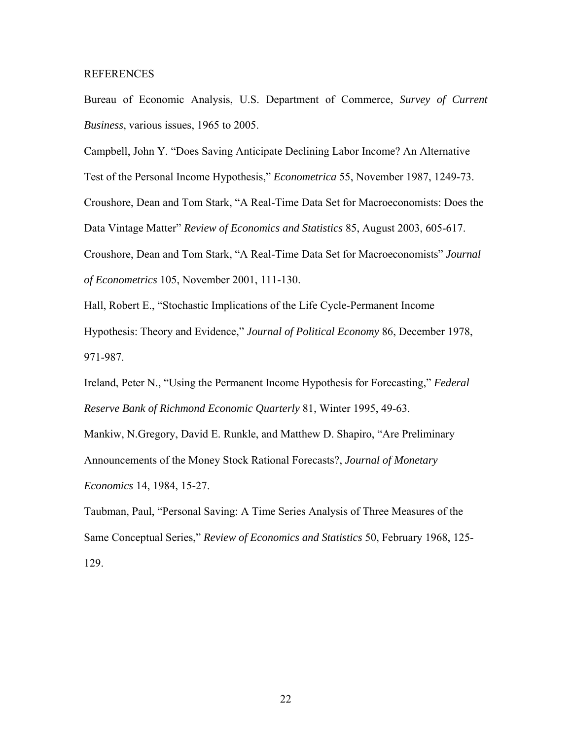## REFERENCES

Bureau of Economic Analysis, U.S. Department of Commerce, *Survey of Current Business*, various issues, 1965 to 2005.

Campbell, John Y. "Does Saving Anticipate Declining Labor Income? An Alternative Test of the Personal Income Hypothesis," *Econometrica* 55, November 1987, 1249-73.

Croushore, Dean and Tom Stark, "A Real-Time Data Set for Macroeconomists: Does the Data Vintage Matter" *Review of Economics and Statistics* 85, August 2003, 605-617.

Croushore, Dean and Tom Stark, "A Real-Time Data Set for Macroeconomists" *Journal of Econometrics* 105, November 2001, 111-130.

Hall, Robert E., "Stochastic Implications of the Life Cycle-Permanent Income Hypothesis: Theory and Evidence," *Journal of Political Economy* 86, December 1978, 971-987.

Ireland, Peter N., "Using the Permanent Income Hypothesis for Forecasting," *Federal Reserve Bank of Richmond Economic Quarterly* 81, Winter 1995, 49-63.

Mankiw, N.Gregory, David E. Runkle, and Matthew D. Shapiro, "Are Preliminary Announcements of the Money Stock Rational Forecasts?, *Journal of Monetary Economics* 14, 1984, 15-27.

Taubman, Paul, "Personal Saving: A Time Series Analysis of Three Measures of the Same Conceptual Series," *Review of Economics and Statistics* 50, February 1968, 125-129.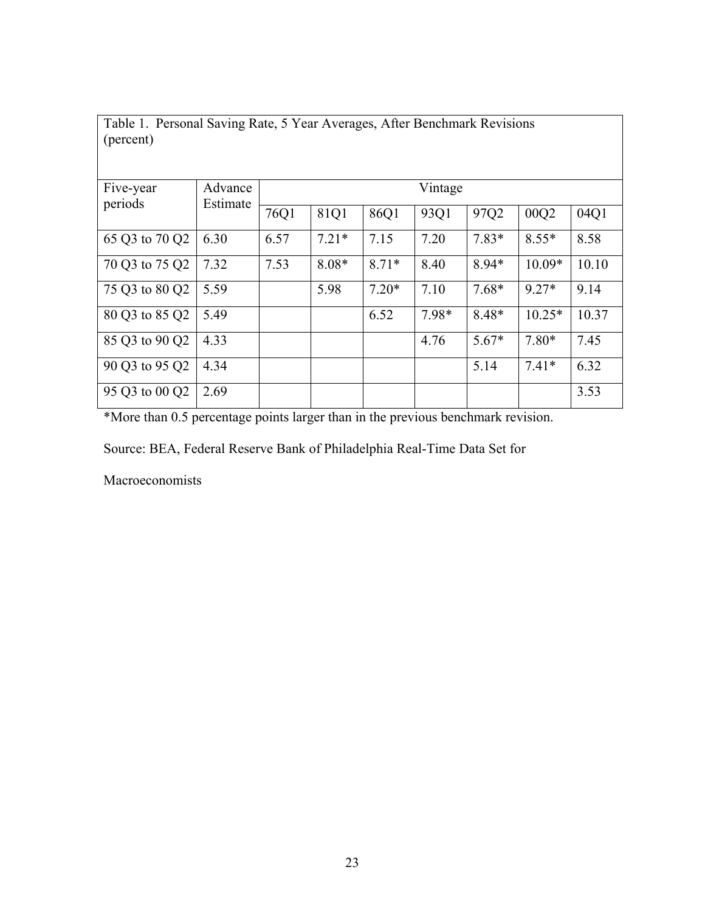Table 1. Personal Saving Rate, 5 Year Averages, After Benchmark Revisions (percent)

| Five-year periods | Advance Estimate | Vintage | | | | | | |
|---|---|---|---|---|---|---|---|---|
| | | 76Q1 | 81Q1 | 86Q1 | 93Q1 | 97Q2 | 00Q2 | 04Q1 |
| 65 Q3 to 70 Q2 | 6.30 | 6.57 | 7.21* | 7.15 | 7.20 | 7.83* | 8.55* | 8.58 |
| 70 Q3 to 75 Q2 | 7.32 | 7.53 | 8.08* | 8.71* | 8.40 | 8.94* | 10.09* | 10.10 |
| 75 Q3 to 80 Q2 | 5.59 | | 5.98 | 7.20* | 7.10 | 7.68* | 9.27* | 9.14 |
| 80 Q3 to 85 Q2 | 5.49 | | | 6.52 | 7.98* | 8.48* | 10.25* | 10.37 |
| 85 Q3 to 90 Q2 | 4.33 | | | | 4.76 | 5.67* | 7.80* | 7.45 |
| 90 Q3 to 95 Q2 | 4.34 | | | | | 5.14 | 7.41* | 6.32 |
| 95 Q3 to 00 Q2 | 2.69 | | | | | | | 3.53 |

*More than 0.5 percentage points larger than in the previous benchmark revision.

Source: BEA, Federal Reserve Bank of Philadelphia Real-Time Data Set for Macroeconomists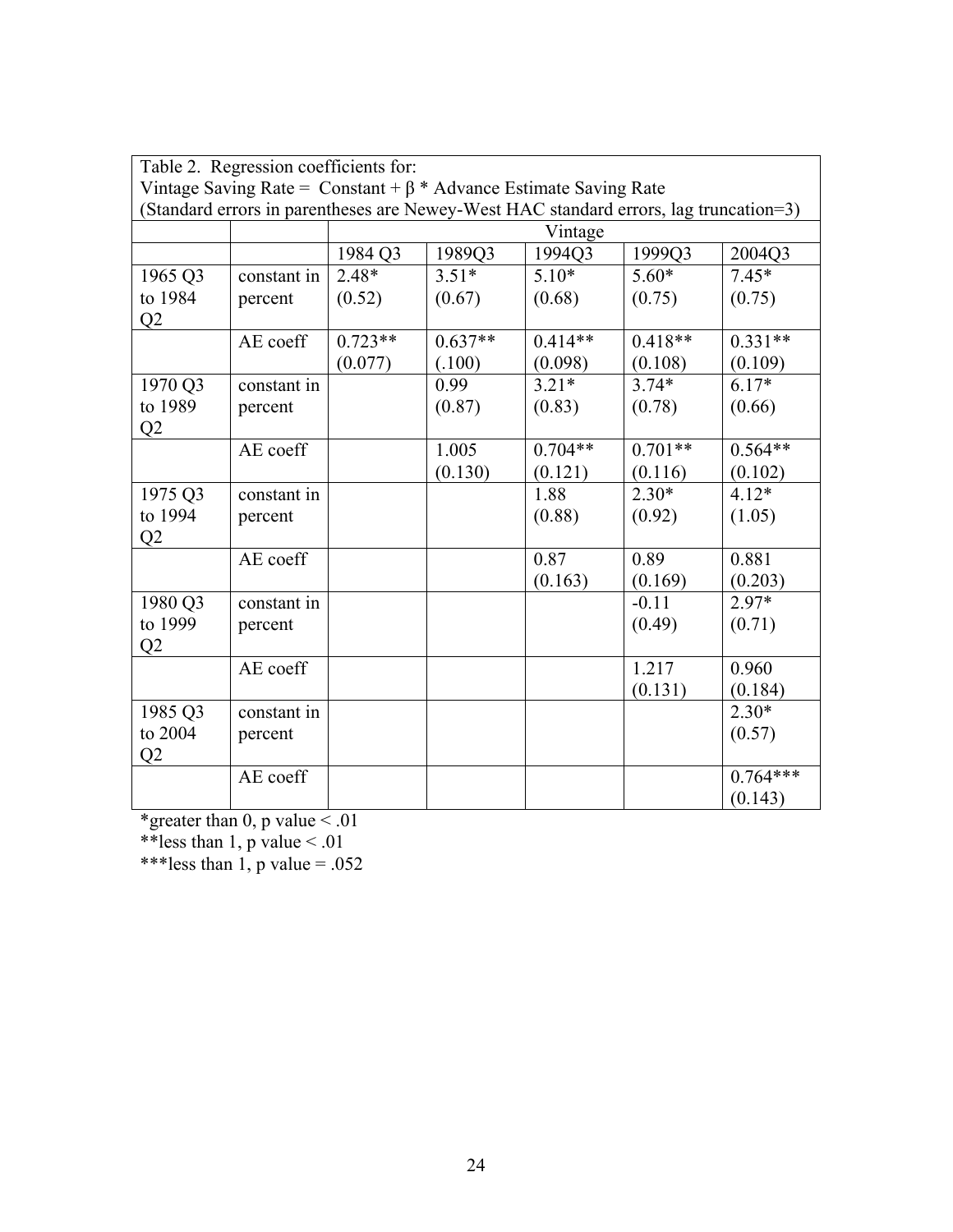Table 2. Regression coefficients for:
Vintage Saving Rate = Constant + β * Advance Estimate Saving Rate
(Standard errors in parentheses are Newey-West HAC standard errors, lag truncation=3)

| | | Vintage | | | | |
|---|---|---|---|---|---|---|
| | | 1984 Q3 | 1989Q3 | 1994Q3 | 1999Q3 | 2004Q3 |
| 1965 Q3 to 1984 Q2 | constant in percent | 2.48* (0.52) | 3.51* (0.67) | 5.10* (0.68) | 5.60* (0.75) | 7.45* (0.75) |
| | AE coeff | 0.723** (0.077) | 0.637** (.100) | 0.414** (0.098) | 0.418** (0.108) | 0.331** (0.109) |
| 1970 Q3 to 1989 Q2 | constant in percent | | 0.99 (0.87) | 3.21* (0.83) | 3.74* (0.78) | 6.17* (0.66) |
| | AE coeff | | 1.005 (0.130) | 0.704** (0.121) | 0.701** (0.116) | 0.564** (0.102) |
| 1975 Q3 to 1994 Q2 | constant in percent | | | 1.88 (0.88) | 2.30* (0.92) | 4.12* (1.05) |
| | AE coeff | | | 0.87 (0.163) | 0.89 (0.169) | 0.881 (0.203) |
| 1980 Q3 to 1999 Q2 | constant in percent | | | | -0.11 (0.49) | 2.97* (0.71) |
| | AE coeff | | | | 1.217 (0.131) | 0.960 (0.184) |
| 1985 Q3 to 2004 Q2 | constant in percent | | | | | 2.30* (0.57) |
| | AE coeff | | | | | 0.764*** (0.143) |

*greater than 0, p value < .01

**less than 1, p value < .01

***less than 1, p value = .052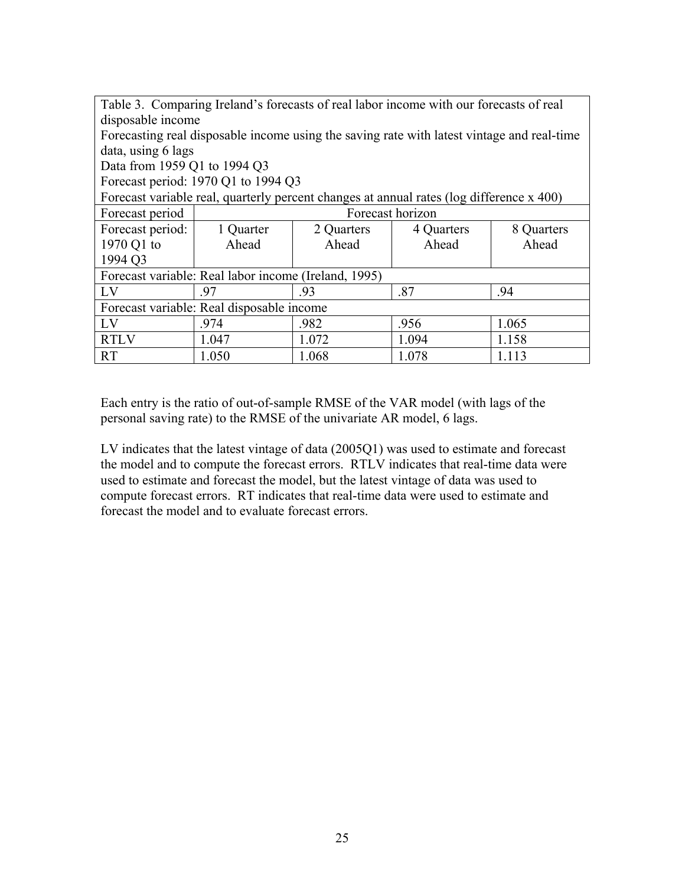| Table 3. Comparing Ireland's forecasts of real labor income with our forecasts of real disposable income<br>Forecasting real disposable income using the saving rate with latest vintage and real-time data, using 6 lags<br>Data from 1959 Q1 to 1994 Q3<br>Forecast period: 1970 Q1 to 1994 Q3<br>Forecast variable real, quarterly percent changes at annual rates (log difference x 400) | | | | |
|---|---|---|---|---|
| Forecast period | Forecast horizon | | | |
| Forecast period: 1970 Q1 to 1994 Q3 | 1 Quarter Ahead | 2 Quarters Ahead | 4 Quarters Ahead | 8 Quarters Ahead |
| Forecast variable: Real labor income (Ireland, 1995) | | | | |
| LV | .97 | .93 | .87 | .94 |
| Forecast variable: Real disposable income | | | | |
| LV | .974 | .982 | .956 | 1.065 |
| RTLV | 1.047 | 1.072 | 1.094 | 1.158 |
| RT | 1.050 | 1.068 | 1.078 | 1.113 |

Each entry is the ratio of out-of-sample RMSE of the VAR model (with lags of the personal saving rate) to the RMSE of the univariate AR model, 6 lags.

LV indicates that the latest vintage of data (2005Q1) was used to estimate and forecast the model and to compute the forecast errors. RTLV indicates that real-time data were used to estimate and forecast the model, but the latest vintage of data was used to compute forecast errors. RT indicates that real-time data were used to estimate and forecast the model and to evaluate forecast errors.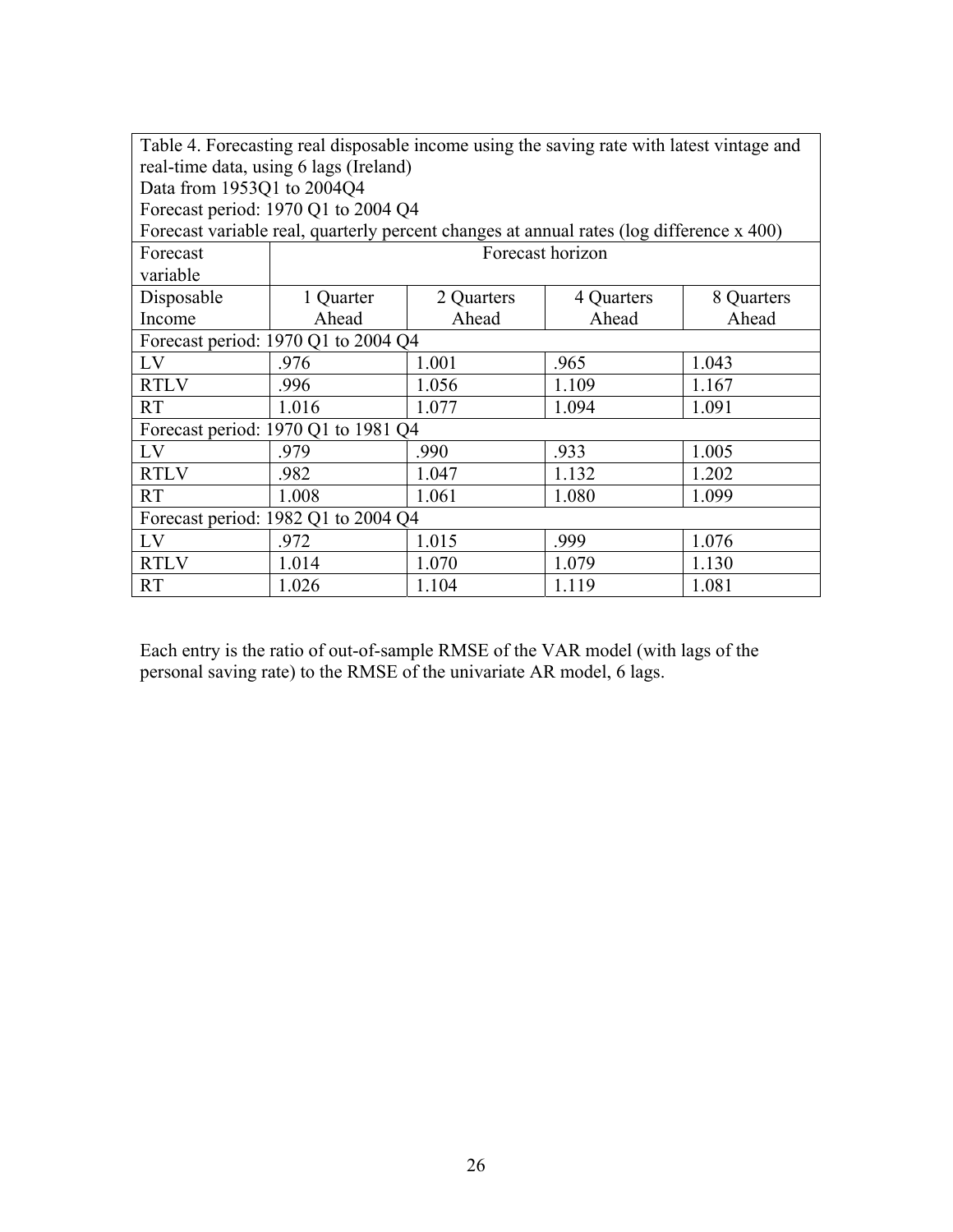| Table 4. Forecasting real disposable income using the saving rate with latest vintage and real-time data, using 6 lags (Ireland)<br>Data from 1953Q1 to 2004Q4<br>Forecast period: 1970 Q1 to 2004 Q4<br>Forecast variable real, quarterly percent changes at annual rates (log difference x 400) | | | | |
|---|---|---|---|---|
| Forecast variable | Forecast horizon | | | |
| Disposable Income | 1 Quarter Ahead | 2 Quarters Ahead | 4 Quarters Ahead | 8 Quarters Ahead |
| Forecast period: 1970 Q1 to 2004 Q4 | | | | |
| LV | .976 | 1.001 | .965 | 1.043 |
| RTLV | .996 | 1.056 | 1.109 | 1.167 |
| RT | 1.016 | 1.077 | 1.094 | 1.091 |
| Forecast period: 1970 Q1 to 1981 Q4 | | | | |
| LV | .979 | .990 | .933 | 1.005 |
| RTLV | .982 | 1.047 | 1.132 | 1.202 |
| RT | 1.008 | 1.061 | 1.080 | 1.099 |
| Forecast period: 1982 Q1 to 2004 Q4 | | | | |
| LV | .972 | 1.015 | .999 | 1.076 |
| RTLV | 1.014 | 1.070 | 1.079 | 1.130 |
| RT | 1.026 | 1.104 | 1.119 | 1.081 |

Each entry is the ratio of out-of-sample RMSE of the VAR model (with lags of the personal saving rate) to the RMSE of the univariate AR model, 6 lags.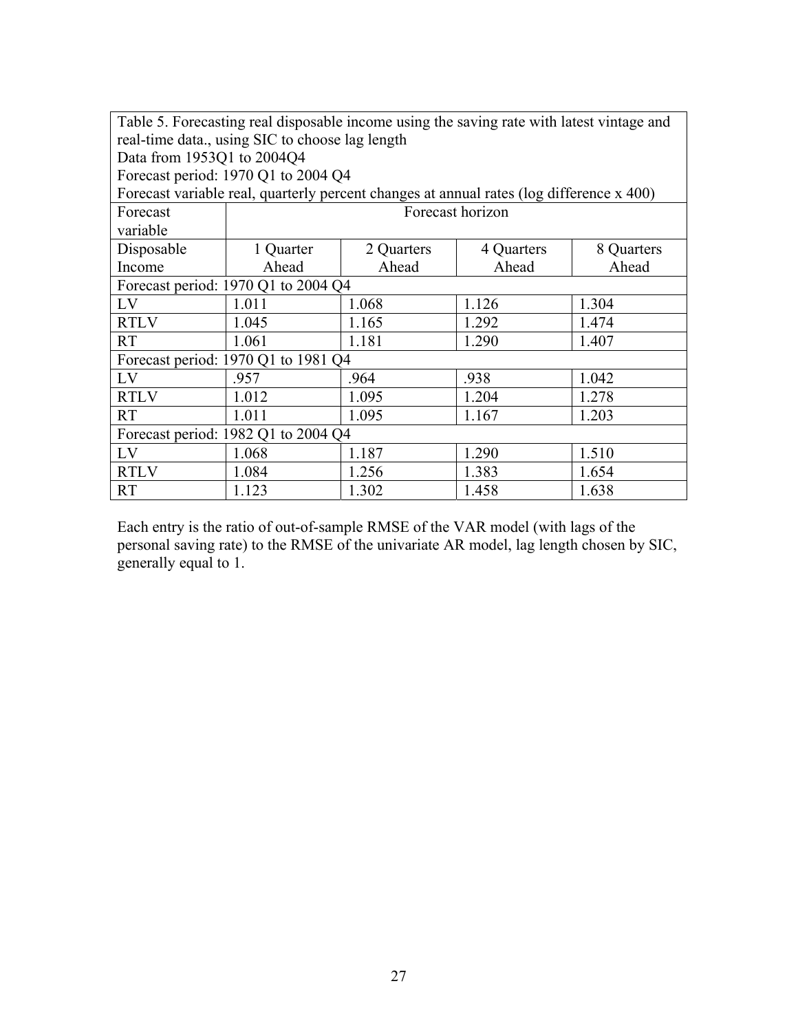Table 5. Forecasting real disposable income using the saving rate with latest vintage and real-time data., using SIC to choose lag length
Data from 1953Q1 to 2004Q4
Forecast period: 1970 Q1 to 2004 Q4
Forecast variable real, quarterly percent changes at annual rates (log difference x 400)

| Forecast variable | Forecast horizon | | | |
|---|---|---|---|---|
| Disposable Income | 1 Quarter Ahead | 2 Quarters Ahead | 4 Quarters Ahead | 8 Quarters Ahead |
| Forecast period: 1970 Q1 to 2004 Q4 | | | | |
| LV | 1.011 | 1.068 | 1.126 | 1.304 |
| RTLV | 1.045 | 1.165 | 1.292 | 1.474 |
| RT | 1.061 | 1.181 | 1.290 | 1.407 |
| Forecast period: 1970 Q1 to 1981 Q4 | | | | |
| LV | .957 | .964 | .938 | 1.042 |
| RTLV | 1.012 | 1.095 | 1.204 | 1.278 |
| RT | 1.011 | 1.095 | 1.167 | 1.203 |
| Forecast period: 1982 Q1 to 2004 Q4 | | | | |
| LV | 1.068 | 1.187 | 1.290 | 1.510 |
| RTLV | 1.084 | 1.256 | 1.383 | 1.654 |
| RT | 1.123 | 1.302 | 1.458 | 1.638 |

Each entry is the ratio of out-of-sample RMSE of the VAR model (with lags of the personal saving rate) to the RMSE of the univariate AR model, lag length chosen by SIC, generally equal to 1.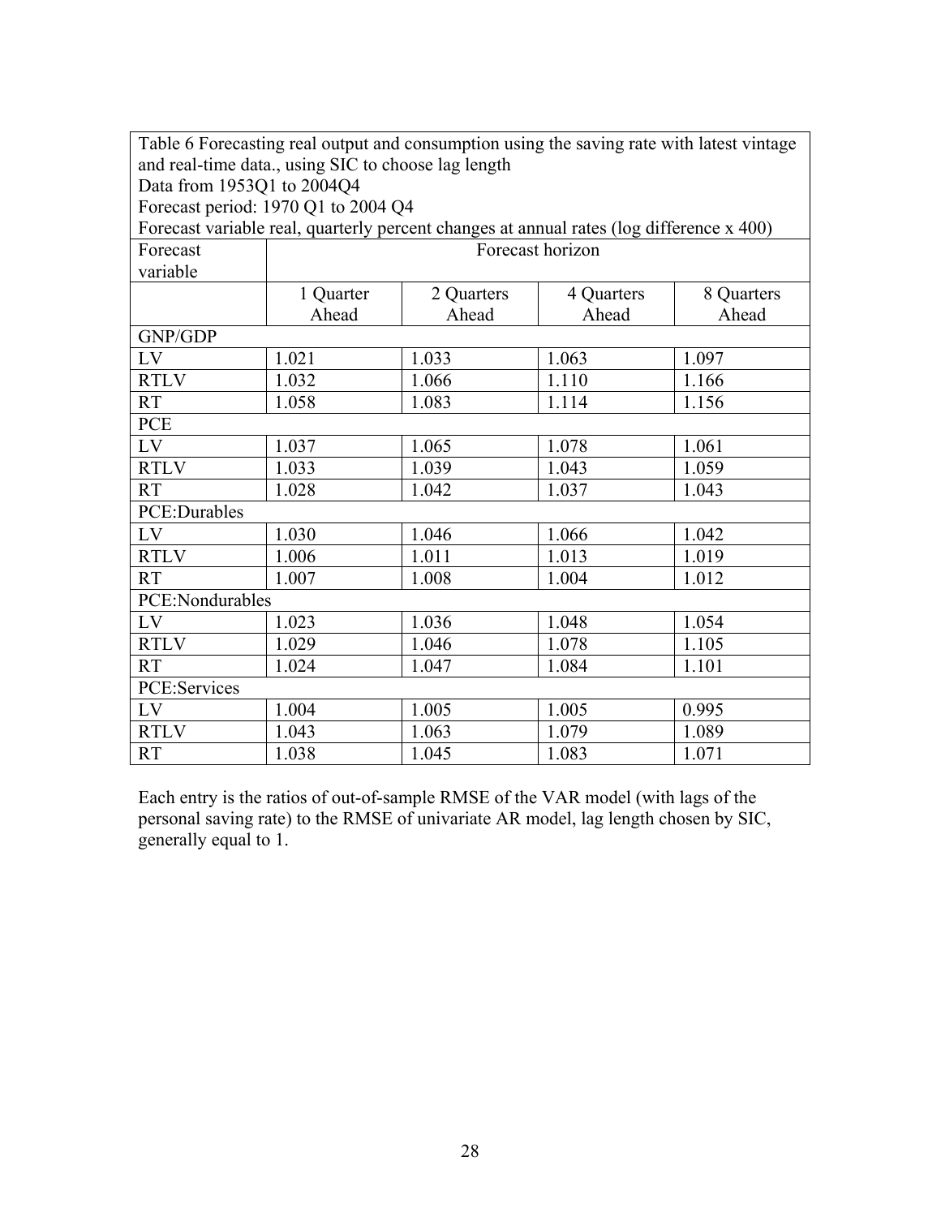Table 6 Forecasting real output and consumption using the saving rate with latest vintage and real-time data., using SIC to choose lag length
Data from 1953Q1 to 2004Q4
Forecast period: 1970 Q1 to 2004 Q4
Forecast variable real, quarterly percent changes at annual rates (log difference x 400)

| Forecast variable | Forecast horizon | | | |
|---|---|---|---|---|
| | 1 Quarter Ahead | 2 Quarters Ahead | 4 Quarters Ahead | 8 Quarters Ahead |
| GNP/GDP | | | | |
| LV | 1.021 | 1.033 | 1.063 | 1.097 |
| RTLV | 1.032 | 1.066 | 1.110 | 1.166 |
| RT | 1.058 | 1.083 | 1.114 | 1.156 |
| PCE | | | | |
| LV | 1.037 | 1.065 | 1.078 | 1.061 |
| RTLV | 1.033 | 1.039 | 1.043 | 1.059 |
| RT | 1.028 | 1.042 | 1.037 | 1.043 |
| PCE:Durables | | | | |
| LV | 1.030 | 1.046 | 1.066 | 1.042 |
| RTLV | 1.006 | 1.011 | 1.013 | 1.019 |
| RT | 1.007 | 1.008 | 1.004 | 1.012 |
| PCE:Nondurables | | | | |
| LV | 1.023 | 1.036 | 1.048 | 1.054 |
| RTLV | 1.029 | 1.046 | 1.078 | 1.105 |
| RT | 1.024 | 1.047 | 1.084 | 1.101 |
| PCE:Services | | | | |
| LV | 1.004 | 1.005 | 1.005 | 0.995 |
| RTLV | 1.043 | 1.063 | 1.079 | 1.089 |
| RT | 1.038 | 1.045 | 1.083 | 1.071 |

Each entry is the ratios of out-of-sample RMSE of the VAR model (with lags of the personal saving rate) to the RMSE of univariate AR model, lag length chosen by SIC, generally equal to 1.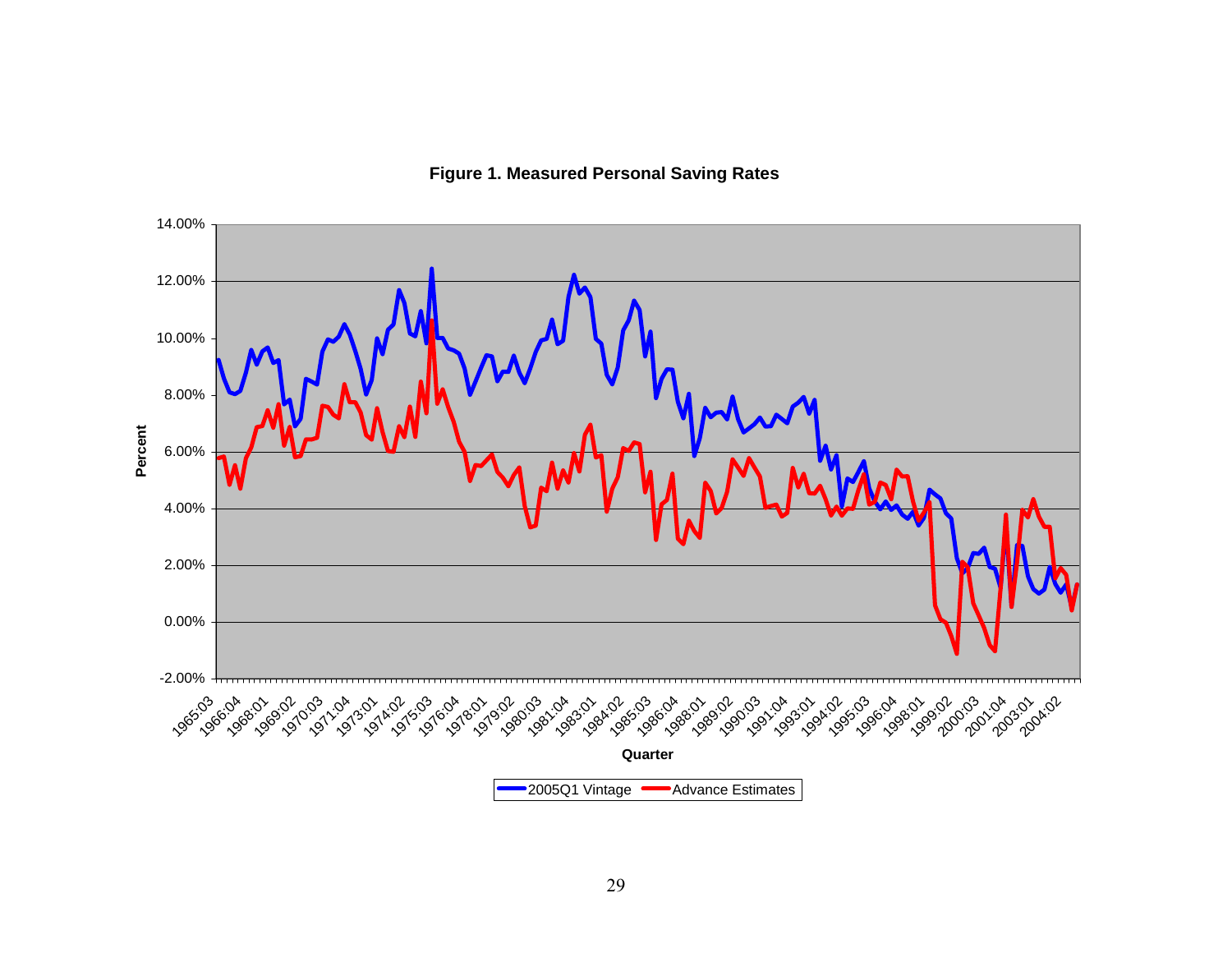**Figure 1. Measured Personal Saving Rates**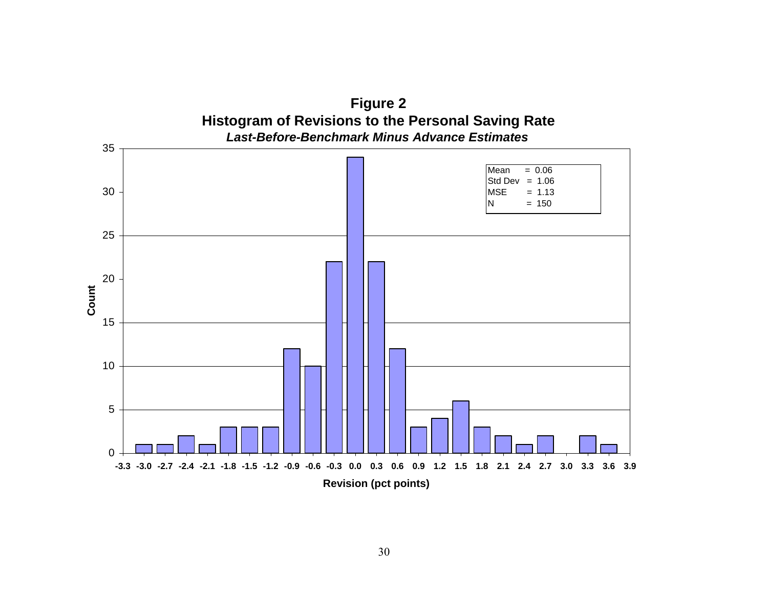**Figure 2**

**Histogram of Revisions to the Personal Saving Rate**

***Last-Before-Benchmark Minus Advance Estimates***

| Mean | = 0.06 |
|---|---|
| Std Dev | = 1.06 |
| MSE | = 1.13 |
| N | = 150 |

| Revision (pct points) | Count |
|---|---|
| -3.0 | 1 |
| -2.7 | 1 |
| -2.4 | 2 |
| -2.1 | 1 |
| -1.8 | 3 |
| -1.5 | 3 |
| -1.2 | 3 |
| -0.9 | 12 |
| -0.6 | 10 |
| -0.3 | 22 |
| 0.0 | 34 |
| 0.3 | 22 |
| 0.6 | 12 |
| 0.9 | 3 |
| 1.2 | 4 |
| 1.5 | 6 |
| 1.8 | 3 |
| 2.1 | 2 |
| 2.4 | 1 |
| 2.7 | 2 |
| 3.0 | 0 |
| 3.3 | 2 |
| 3.6 | 1 |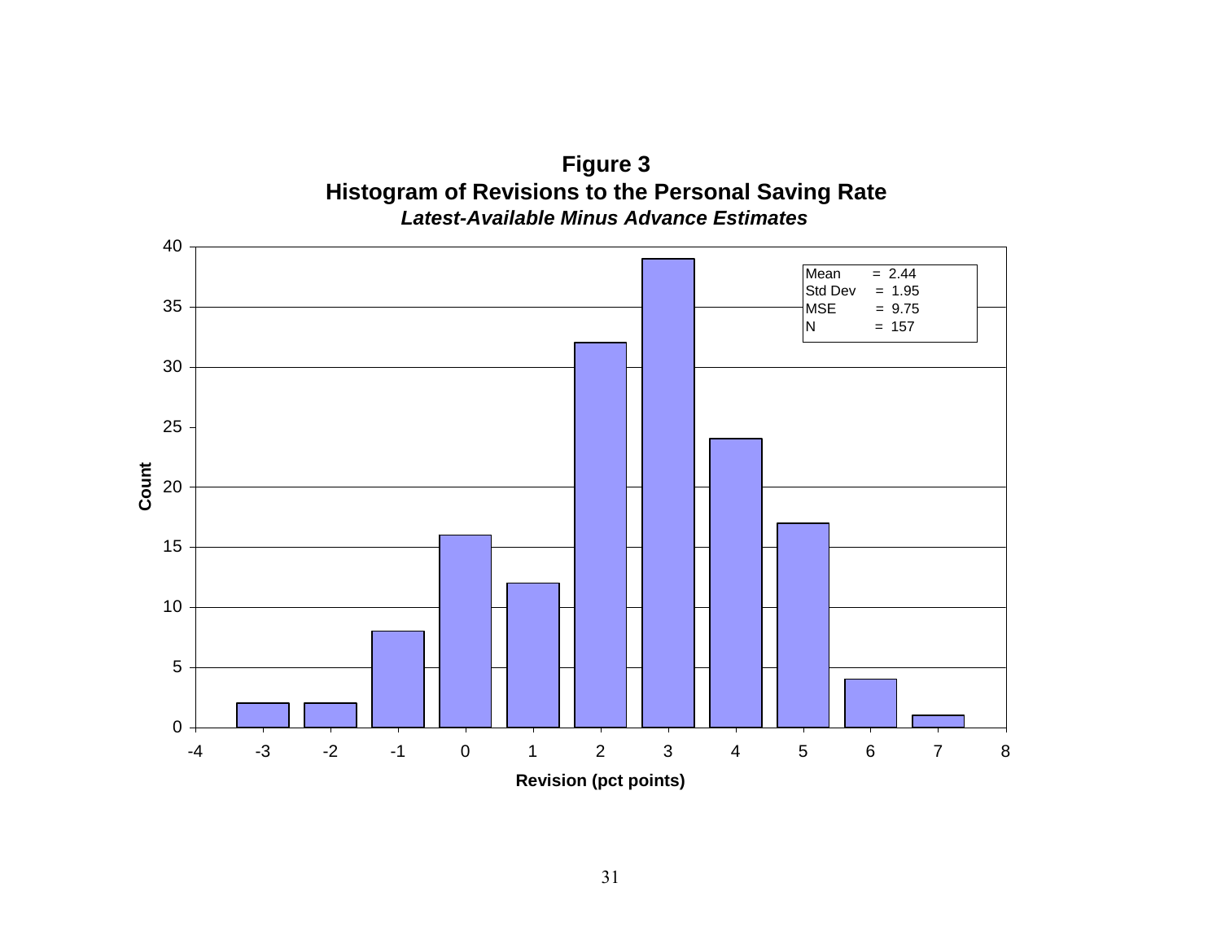**Figure 3**
**Histogram of Revisions to the Personal Saving Rate**
***Latest-Available Minus Advance Estimates***

| Revision (pct points) | Count |
|---|---|
| -3 | 2 |
| -2 | 2 |
| -1 | 8 |
| 0 | 16 |
| 1 | 12 |
| 2 | 32 |
| 3 | 39 |
| 4 | 24 |
| 5 | 17 |
| 6 | 4 |
| 7 | 1 |

Mean = 2.44
Std Dev = 1.95
MSE = 9.75
N = 157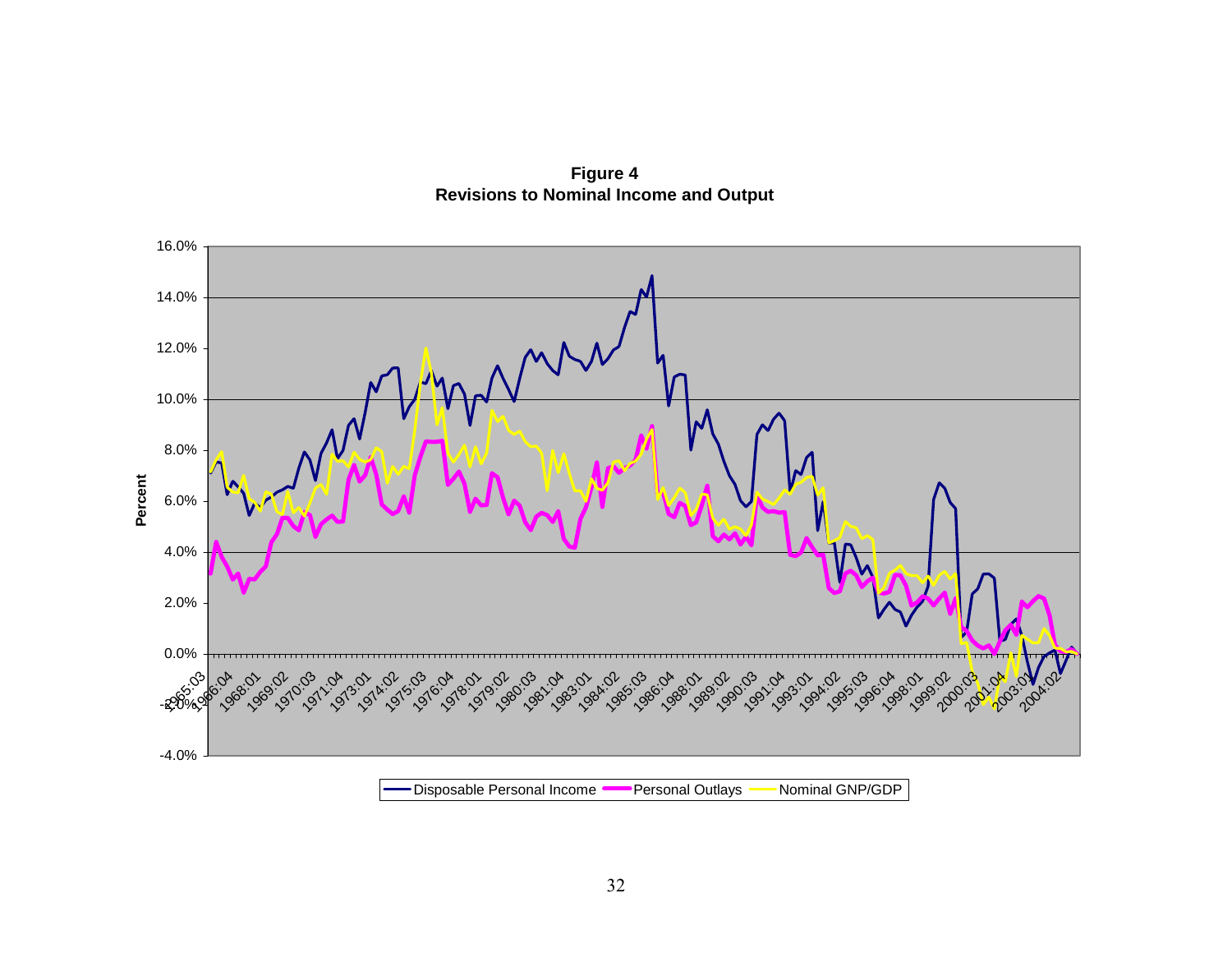**Figure 4**
**Revisions to Nominal Income and Output**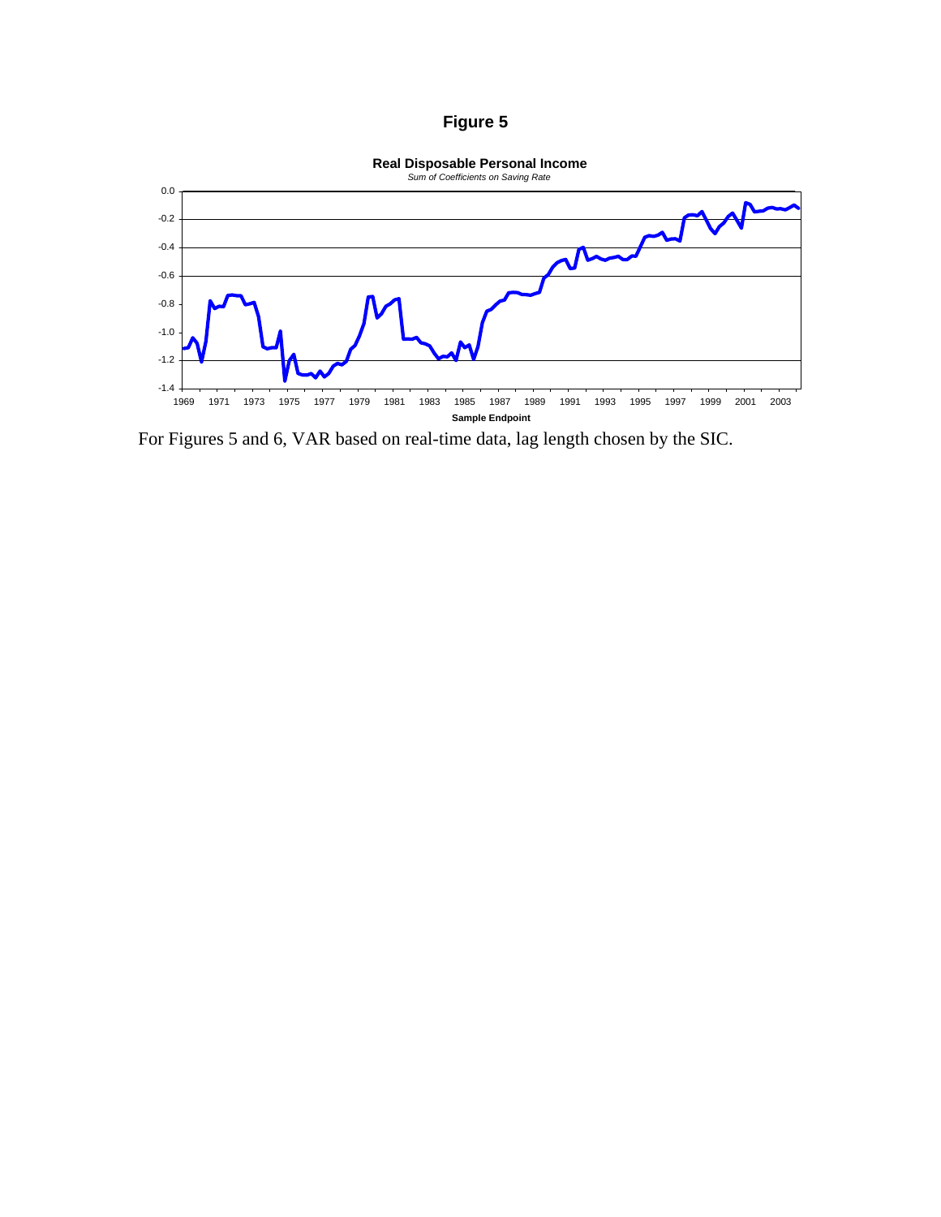# Figure 5

**Real Disposable Personal Income**

*Sum of Coefficients on Saving Rate*

For Figures 5 and 6, VAR based on real-time data, lag length chosen by the SIC.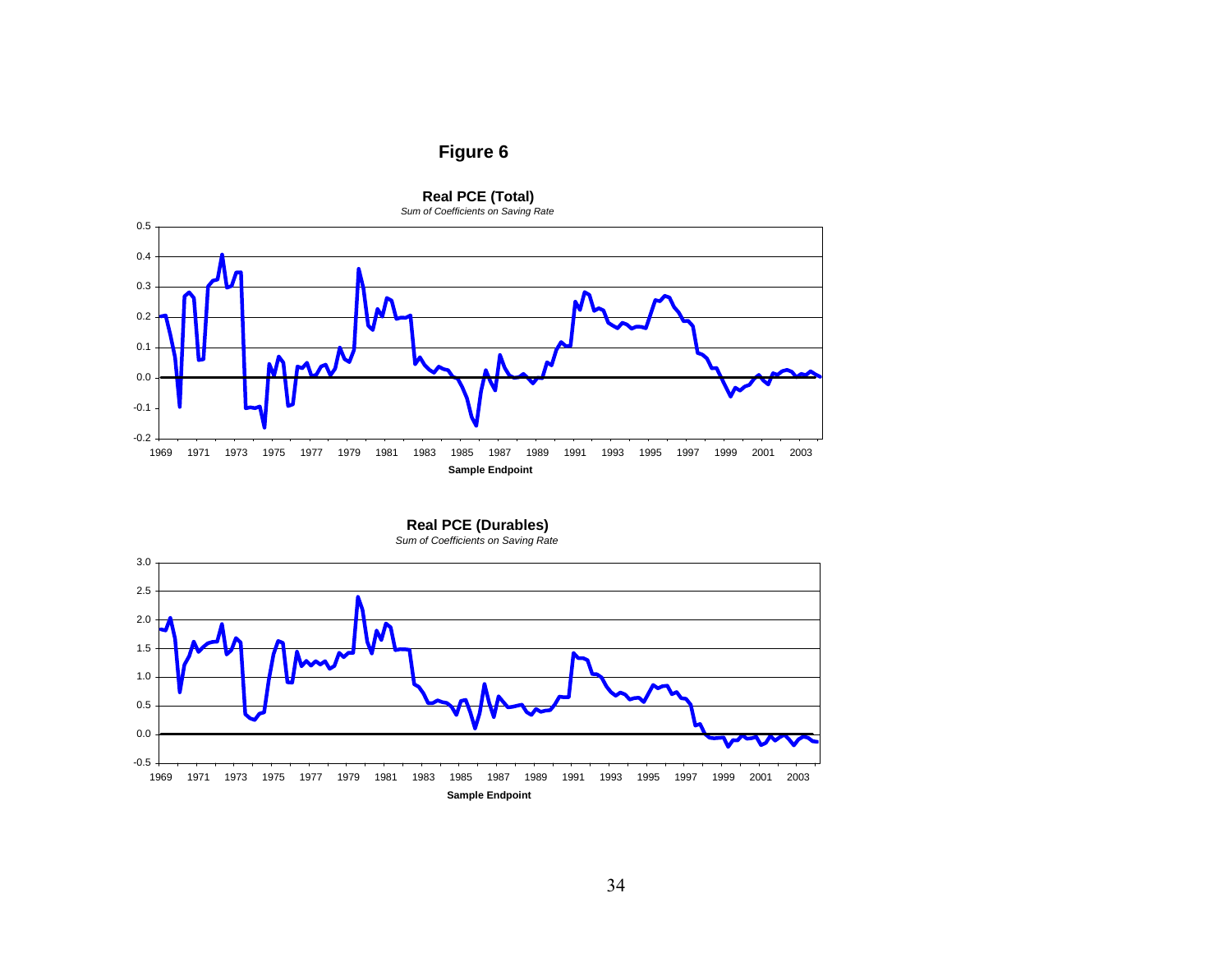# Figure 6

**Real PCE (Total)**

*Sum of Coefficients on Saving Rate*

Sample Endpoint

**Real PCE (Durables)**

*Sum of Coefficients on Saving Rate*

Sample Endpoint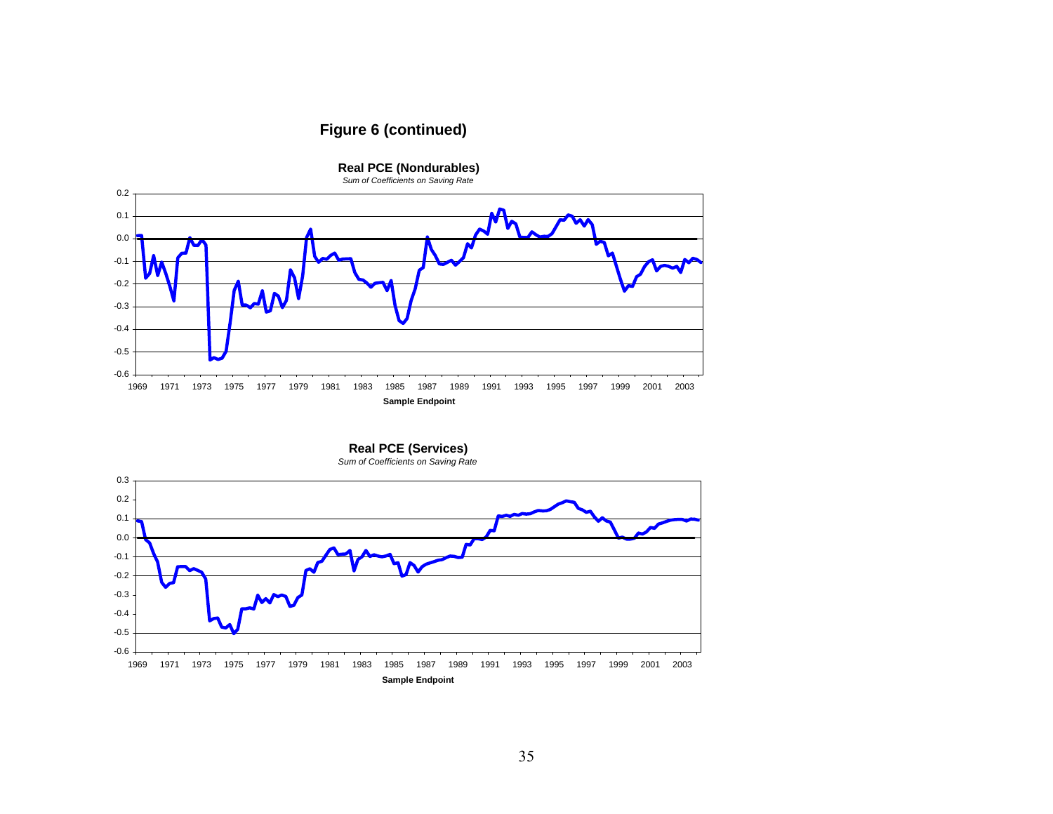**Figure 6 (continued)**

**Real PCE (Nondurables)**

*Sum of Coefficients on Saving Rate*

0.2
0.1
0.0
-0.1
-0.2
-0.3
-0.4
-0.5
-0.6

1969 1971 1973 1975 1977 1979 1981 1983 1985 1987 1989 1991 1993 1995 1997 1999 2001 2003

**Sample Endpoint**

**Real PCE (Services)**

*Sum of Coefficients on Saving Rate*

0.3
0.2
0.1
0.0
-0.1
-0.2
-0.3
-0.4
-0.5
-0.6

1969 1971 1973 1975 1977 1979 1981 1983 1985 1987 1989 1991 1993 1995 1997 1999 2001 2003

**Sample Endpoint**